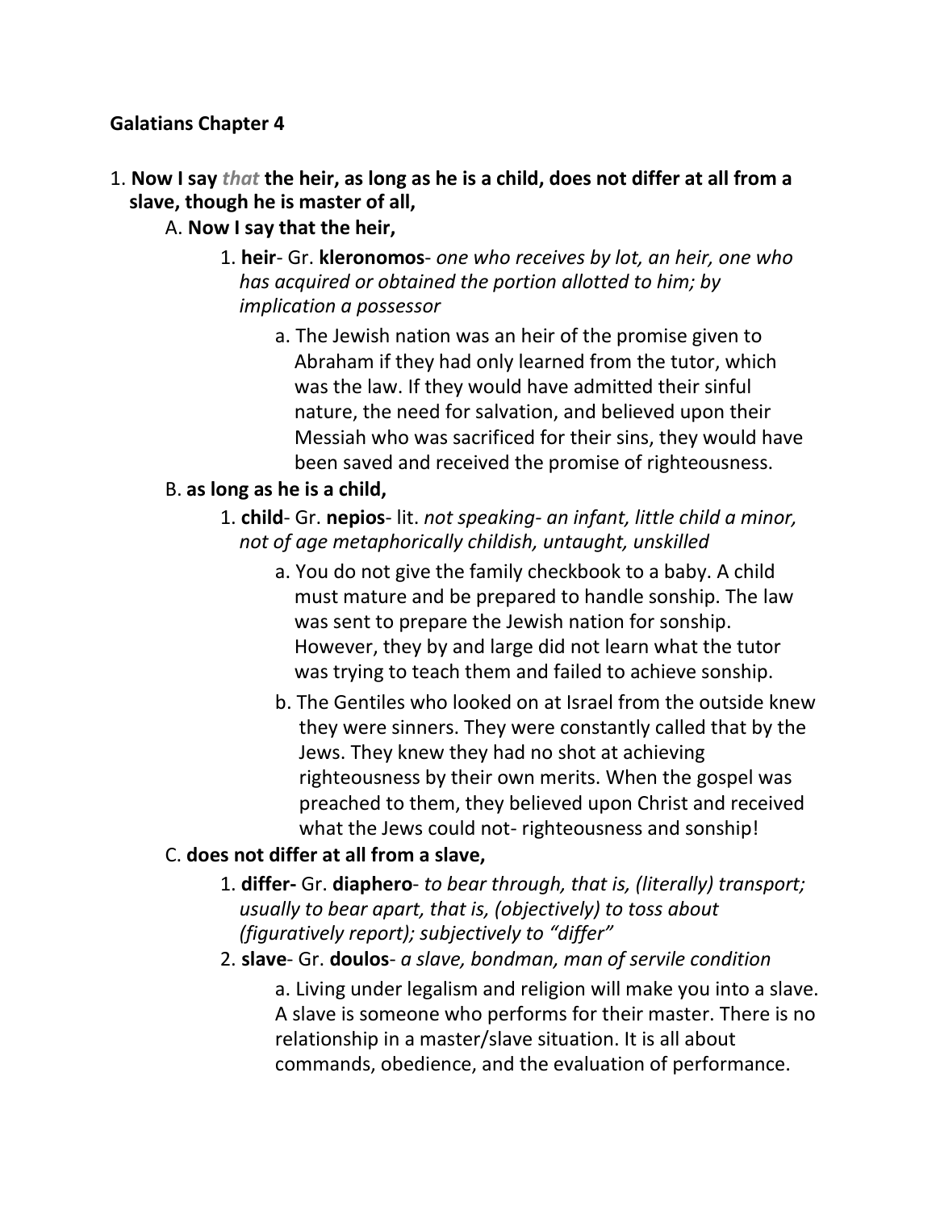**Galatians Chapter 4**

1. **Now I say *that* the heir, as long as he is a child, does not differ at all from a slave, though he is master of all,**
    A. **Now I say that the heir,**
        1. **heir**- Gr. **kleronomos**- *one who receives by lot, an heir, one who has acquired or obtained the portion allotted to him; by implication a possessor*
            a. The Jewish nation was an heir of the promise given to Abraham if they had only learned from the tutor, which was the law. If they would have admitted their sinful nature, the need for salvation, and believed upon their Messiah who was sacrificed for their sins, they would have been saved and received the promise of righteousness.
    B. **as long as he is a child,**
        1. **child**- Gr. **nepios**- lit. *not speaking- an infant, little child a minor, not of age metaphorically childish, untaught, unskilled*
            a. You do not give the family checkbook to a baby. A child must mature and be prepared to handle sonship. The law was sent to prepare the Jewish nation for sonship. However, they by and large did not learn what the tutor was trying to teach them and failed to achieve sonship.
            b. The Gentiles who looked on at Israel from the outside knew they were sinners. They were constantly called that by the Jews. They knew they had no shot at achieving righteousness by their own merits. When the gospel was preached to them, they believed upon Christ and received what the Jews could not- righteousness and sonship!
    C. **does not differ at all from a slave,**
        1. **differ-** Gr. **diaphero**- *to bear through, that is, (literally) transport; usually to bear apart, that is, (objectively) to toss about (figuratively report); subjectively to "differ"*
        2. **slave**- Gr. **doulos**- *a slave, bondman, man of servile condition*
            a. Living under legalism and religion will make you into a slave. A slave is someone who performs for their master. There is no relationship in a master/slave situation. It is all about commands, obedience, and the evaluation of performance.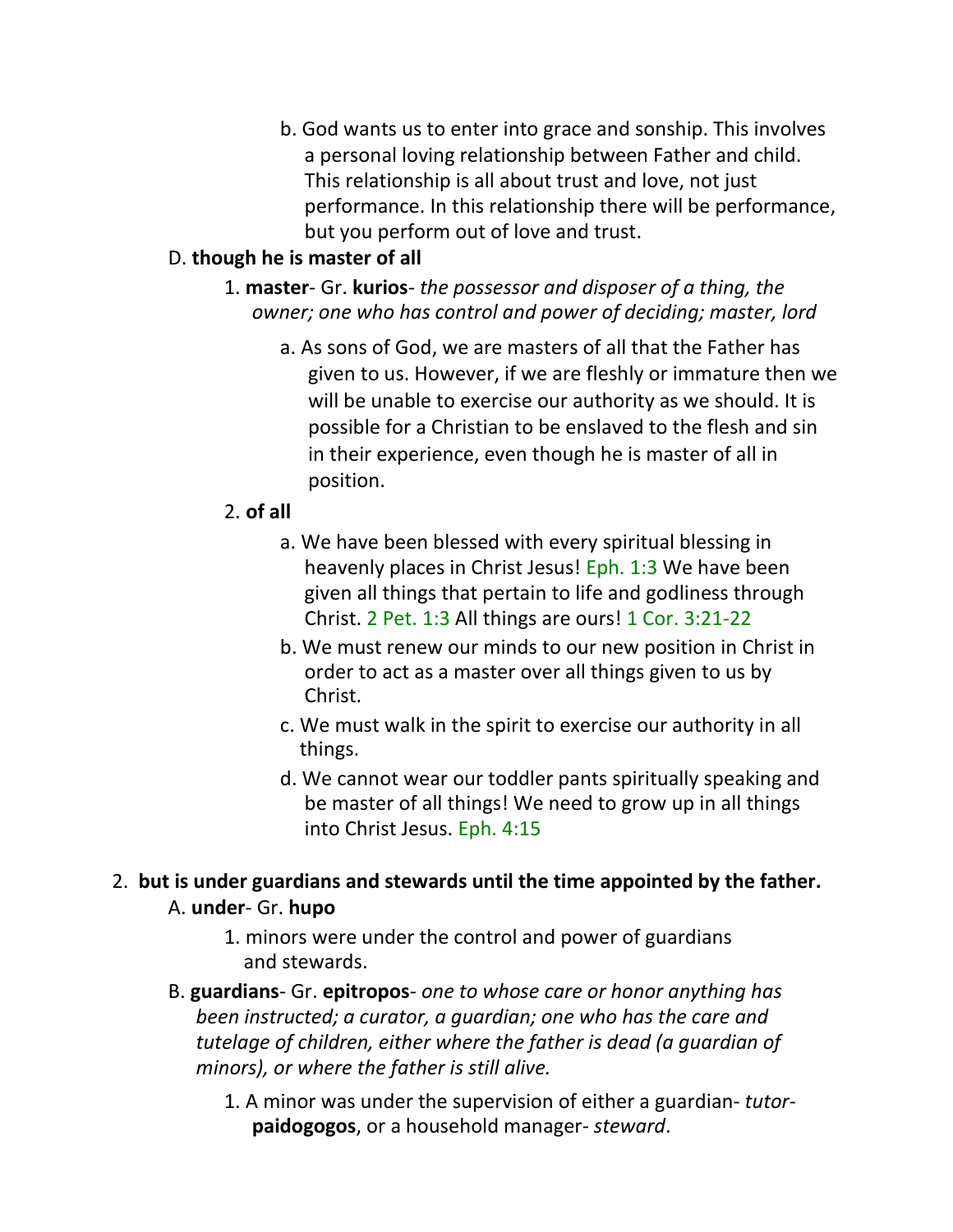b. God wants us to enter into grace and sonship. This involves a personal loving relationship between Father and child. This relationship is all about trust and love, not just performance. In this relationship there will be performance, but you perform out of love and trust.

D. **though he is master of all**

1. **master**- Gr. **kurios**- *the possessor and disposer of a thing, the owner; one who has control and power of deciding; master, lord*

a. As sons of God, we are masters of all that the Father has given to us. However, if we are fleshly or immature then we will be unable to exercise our authority as we should. It is possible for a Christian to be enslaved to the flesh and sin in their experience, even though he is master of all in position.

2. **of all**

a. We have been blessed with every spiritual blessing in heavenly places in Christ Jesus! Eph. 1:3 We have been given all things that pertain to life and godliness through Christ. 2 Pet. 1:3 All things are ours! 1 Cor. 3:21-22

b. We must renew our minds to our new position in Christ in order to act as a master over all things given to us by Christ.

c. We must walk in the spirit to exercise our authority in all things.

d. We cannot wear our toddler pants spiritually speaking and be master of all things! We need to grow up in all things into Christ Jesus. Eph. 4:15

2. **but is under guardians and stewards until the time appointed by the father.**

A. **under**- Gr. **hupo**

1. minors were under the control and power of guardians and stewards.

B. **guardians**- Gr. **epitropos**- *one to whose care or honor anything has been instructed; a curator, a guardian; one who has the care and tutelage of children, either where the father is dead (a guardian of minors), or where the father is still alive.*

1. A minor was under the supervision of either a guardian- *tutor*- **paidogogos**, or a household manager- *steward*.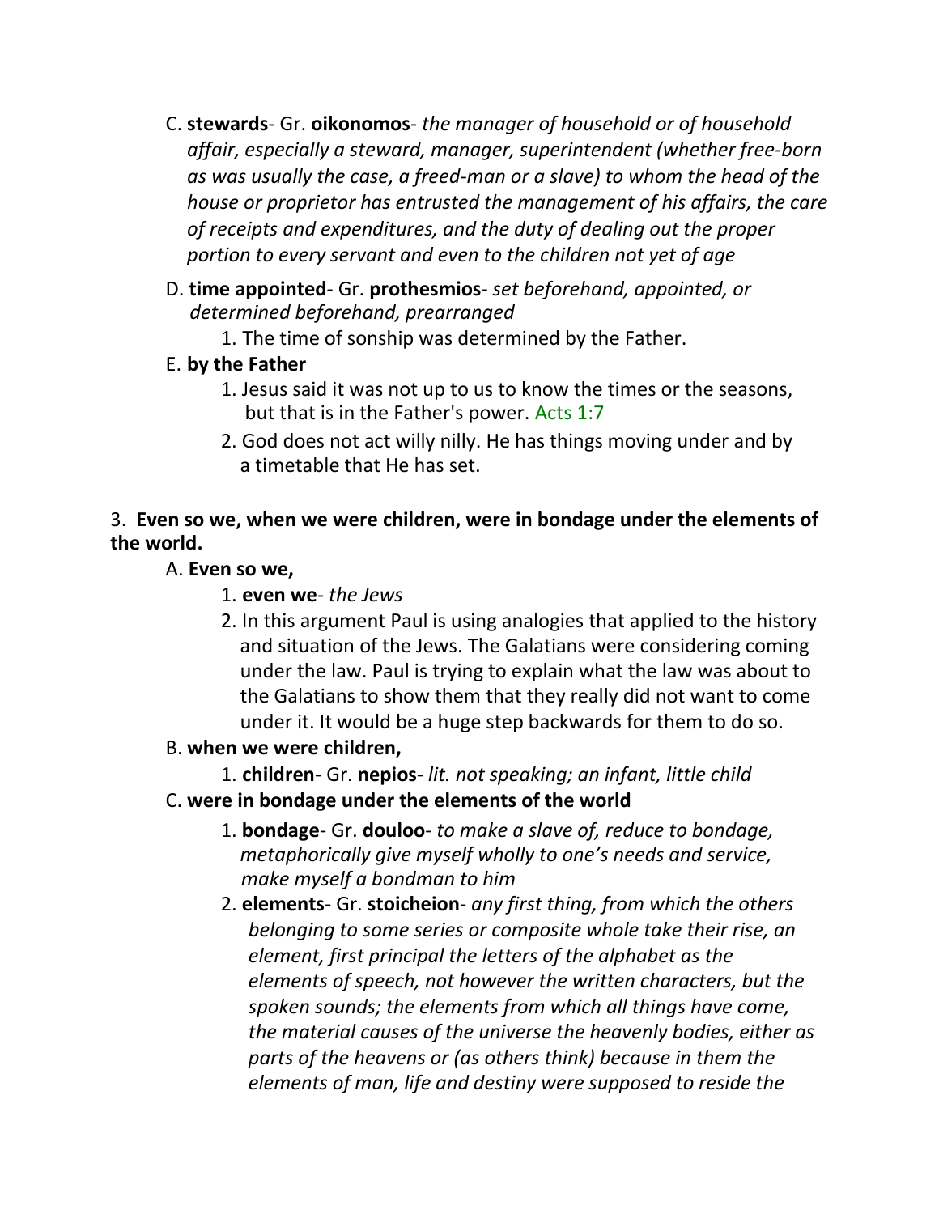C. **stewards**- Gr. **oikonomos**- *the manager of household or of household affair, especially a steward, manager, superintendent (whether free-born as was usually the case, a freed-man or a slave) to whom the head of the house or proprietor has entrusted the management of his affairs, the care of receipts and expenditures, and the duty of dealing out the proper portion to every servant and even to the children not yet of age*

D. **time appointed**- Gr. **prothesmios**- *set beforehand, appointed, or determined beforehand, prearranged*

1. The time of sonship was determined by the Father.

E. **by the Father**

1. Jesus said it was not up to us to know the times or the seasons, but that is in the Father's power. Acts 1:7
2. God does not act willy nilly. He has things moving under and by a timetable that He has set.

3. **Even so we, when we were children, were in bondage under the elements of the world.**

A. **Even so we,**

1. **even we**- *the Jews*
2. In this argument Paul is using analogies that applied to the history and situation of the Jews. The Galatians were considering coming under the law. Paul is trying to explain what the law was about to the Galatians to show them that they really did not want to come under it. It would be a huge step backwards for them to do so.

B. **when we were children,**

1. **children**- Gr. **nepios**- *lit. not speaking; an infant, little child*

C. **were in bondage under the elements of the world**

1. **bondage**- Gr. **douloo**- *to make a slave of, reduce to bondage, metaphorically give myself wholly to one's needs and service, make myself a bondman to him*
2. **elements**- Gr. **stoicheion**- *any first thing, from which the others belonging to some series or composite whole take their rise, an element, first principal the letters of the alphabet as the elements of speech, not however the written characters, but the spoken sounds; the elements from which all things have come, the material causes of the universe the heavenly bodies, either as parts of the heavens or (as others think) because in them the elements of man, life and destiny were supposed to reside the*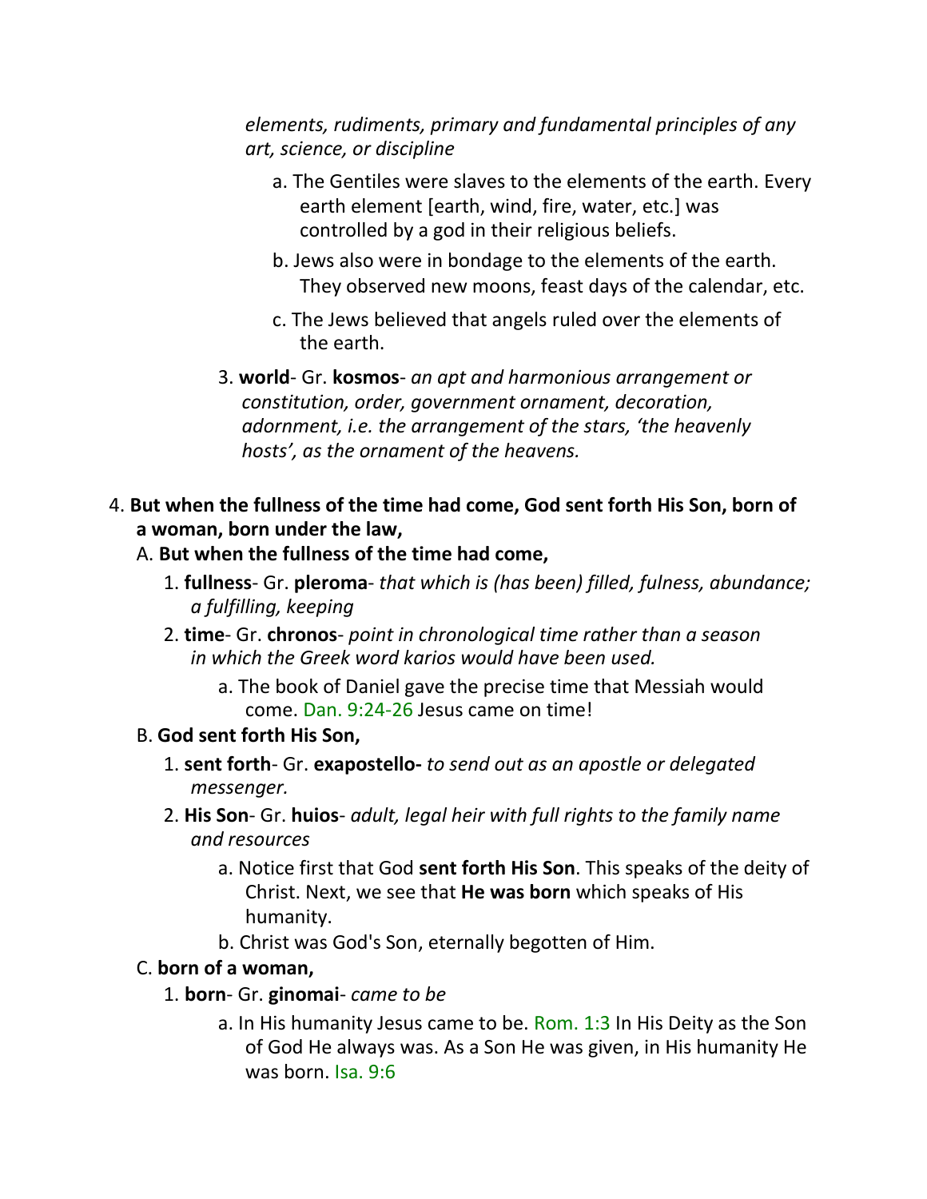*elements, rudiments, primary and fundamental principles of any art, science, or discipline*

a. The Gentiles were slaves to the elements of the earth. Every earth element [earth, wind, fire, water, etc.] was controlled by a god in their religious beliefs.

b. Jews also were in bondage to the elements of the earth. They observed new moons, feast days of the calendar, etc.

c. The Jews believed that angels ruled over the elements of the earth.

3. **world**- Gr. **kosmos**- *an apt and harmonious arrangement or constitution, order, government ornament, decoration, adornment, i.e. the arrangement of the stars, 'the heavenly hosts', as the ornament of the heavens.*

4. **But when the fullness of the time had come, God sent forth His Son, born of a woman, born under the law,**

A. **But when the fullness of the time had come,**

1. **fullness**- Gr. **pleroma**- *that which is (has been) filled, fulness, abundance; a fulfilling, keeping*

2. **time**- Gr. **chronos**- *point in chronological time rather than a season in which the Greek word karios would have been used.*

a. The book of Daniel gave the precise time that Messiah would come. Dan. 9:24-26 Jesus came on time!

B. **God sent forth His Son,**

1. **sent forth**- Gr. **exapostello-** *to send out as an apostle or delegated messenger.*

2. **His Son**- Gr. **huios**- *adult, legal heir with full rights to the family name and resources*

a. Notice first that God **sent forth His Son**. This speaks of the deity of Christ. Next, we see that **He was born** which speaks of His humanity.

b. Christ was God's Son, eternally begotten of Him.

C. **born of a woman,**

1. **born**- Gr. **ginomai**- *came to be*

a. In His humanity Jesus came to be. Rom. 1:3 In His Deity as the Son of God He always was. As a Son He was given, in His humanity He was born. Isa. 9:6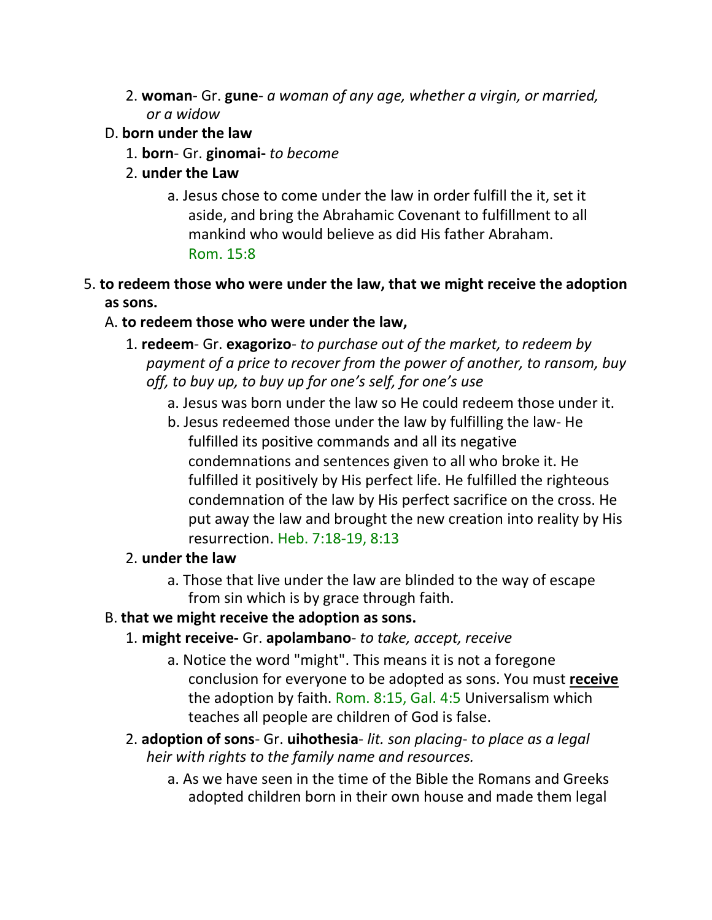2. **woman**- Gr. **gune**- *a woman of any age, whether a virgin, or married, or a widow*

D. **born under the law**

1. **born**- Gr. **ginomai-** *to become*
2. **under the Law**
    a. Jesus chose to come under the law in order fulfill the it, set it aside, and bring the Abrahamic Covenant to fulfillment to all mankind who would believe as did His father Abraham. Rom. 15:8

5. **to redeem those who were under the law, that we might receive the adoption as sons.**

A. **to redeem those who were under the law,**

1. **redeem**- Gr. **exagorizo**- *to purchase out of the market, to redeem by payment of a price to recover from the power of another, to ransom, buy off, to buy up, to buy up for one's self, for one's use*
    a. Jesus was born under the law so He could redeem those under it.
    b. Jesus redeemed those under the law by fulfilling the law- He fulfilled its positive commands and all its negative condemnations and sentences given to all who broke it. He fulfilled it positively by His perfect life. He fulfilled the righteous condemnation of the law by His perfect sacrifice on the cross. He put away the law and brought the new creation into reality by His resurrection. Heb. 7:18-19, 8:13
2. **under the law**
    a. Those that live under the law are blinded to the way of escape from sin which is by grace through faith.

B. **that we might receive the adoption as sons.**

1. **might receive-** Gr. **apolambano**- *to take, accept, receive*
    a. Notice the word "might". This means it is not a foregone conclusion for everyone to be adopted as sons. You must **<u>receive</u>** the adoption by faith. Rom. 8:15, Gal. 4:5 Universalism which teaches all people are children of God is false.
2. **adoption of sons**- Gr. **uihothesia**- *lit. son placing- to place as a legal heir with rights to the family name and resources.*
    a. As we have seen in the time of the Bible the Romans and Greeks adopted children born in their own house and made them legal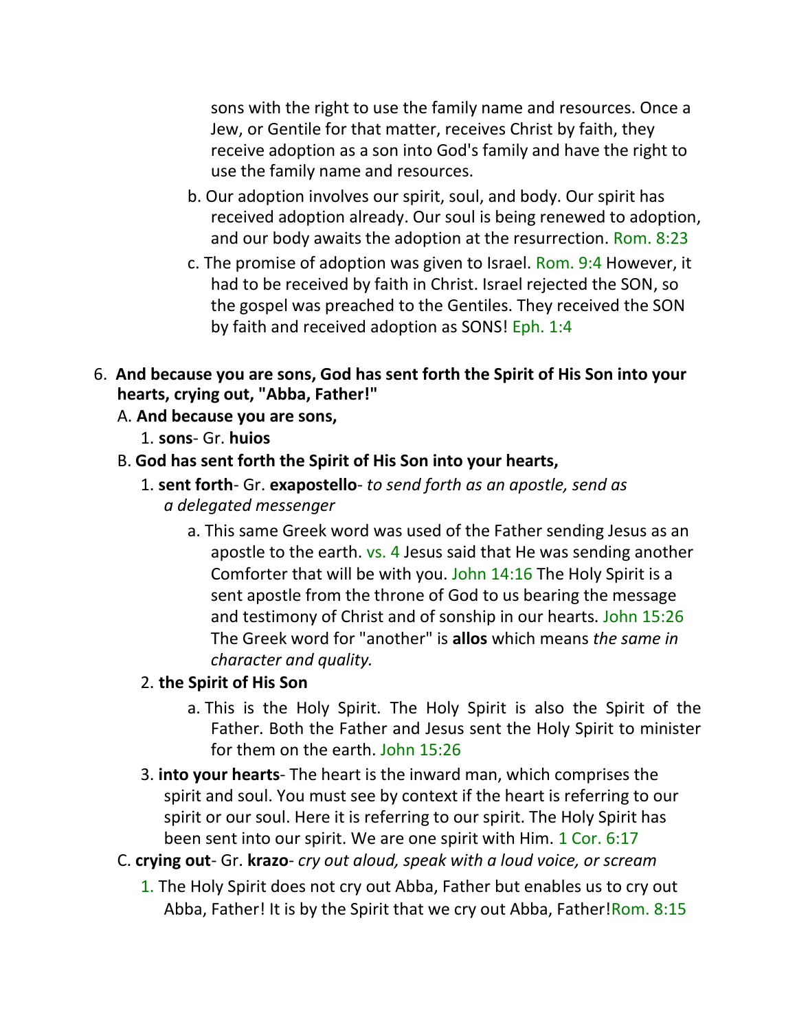sons with the right to use the family name and resources. Once a Jew, or Gentile for that matter, receives Christ by faith, they receive adoption as a son into God's family and have the right to use the family name and resources.

b. Our adoption involves our spirit, soul, and body. Our spirit has received adoption already. Our soul is being renewed to adoption, and our body awaits the adoption at the resurrection. Rom. 8:23

c. The promise of adoption was given to Israel. Rom. 9:4 However, it had to be received by faith in Christ. Israel rejected the SON, so the gospel was preached to the Gentiles. They received the SON by faith and received adoption as SONS! Eph. 1:4

6. **And because you are sons, God has sent forth the Spirit of His Son into your hearts, crying out, "Abba, Father!"**

A. **And because you are sons,**

1. **sons**- Gr. **huios**

B. **God has sent forth the Spirit of His Son into your hearts,**

1. **sent forth**- Gr. **exapostello**- *to send forth as an apostle, send as a delegated messenger*

a. This same Greek word was used of the Father sending Jesus as an apostle to the earth. vs. 4 Jesus said that He was sending another Comforter that will be with you. John 14:16 The Holy Spirit is a sent apostle from the throne of God to us bearing the message and testimony of Christ and of sonship in our hearts. John 15:26 The Greek word for "another" is **allos** which means *the same in character and quality.*

2. **the Spirit of His Son**

a. This is the Holy Spirit. The Holy Spirit is also the Spirit of the Father. Both the Father and Jesus sent the Holy Spirit to minister for them on the earth. John 15:26

3. **into your hearts**- The heart is the inward man, which comprises the spirit and soul. You must see by context if the heart is referring to our spirit or our soul. Here it is referring to our spirit. The Holy Spirit has been sent into our spirit. We are one spirit with Him. 1 Cor. 6:17

C. **crying out**- Gr. **krazo**- *cry out aloud, speak with a loud voice, or scream*

1. The Holy Spirit does not cry out Abba, Father but enables us to cry out Abba, Father! It is by the Spirit that we cry out Abba, Father! Rom. 8:15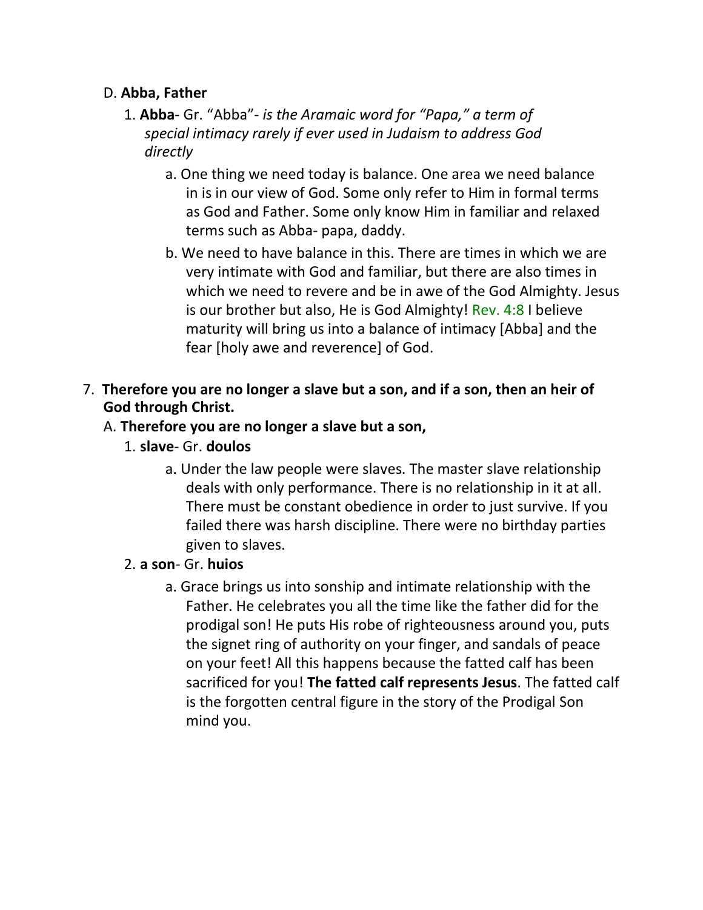D. **Abba, Father**

1. **Abba**- Gr. "Abba"- *is the Aramaic word for "Papa," a term of special intimacy rarely if ever used in Judaism to address God directly*

    a. One thing we need today is balance. One area we need balance in is in our view of God. Some only refer to Him in formal terms as God and Father. Some only know Him in familiar and relaxed terms such as Abba- papa, daddy.

    b. We need to have balance in this. There are times in which we are very intimate with God and familiar, but there are also times in which we need to revere and be in awe of the God Almighty. Jesus is our brother but also, He is God Almighty! Rev. 4:8 I believe maturity will bring us into a balance of intimacy [Abba] and the fear [holy awe and reverence] of God.

7. **Therefore you are no longer a slave but a son, and if a son, then an heir of God through Christ.**

A. **Therefore you are no longer a slave but a son,**

1. **slave**- Gr. **doulos**

    a. Under the law people were slaves. The master slave relationship deals with only performance. There is no relationship in it at all. There must be constant obedience in order to just survive. If you failed there was harsh discipline. There were no birthday parties given to slaves.

2. **a son**- Gr. **huios**

    a. Grace brings us into sonship and intimate relationship with the Father. He celebrates you all the time like the father did for the prodigal son! He puts His robe of righteousness around you, puts the signet ring of authority on your finger, and sandals of peace on your feet! All this happens because the fatted calf has been sacrificed for you! **The fatted calf represents Jesus**. The fatted calf is the forgotten central figure in the story of the Prodigal Son mind you.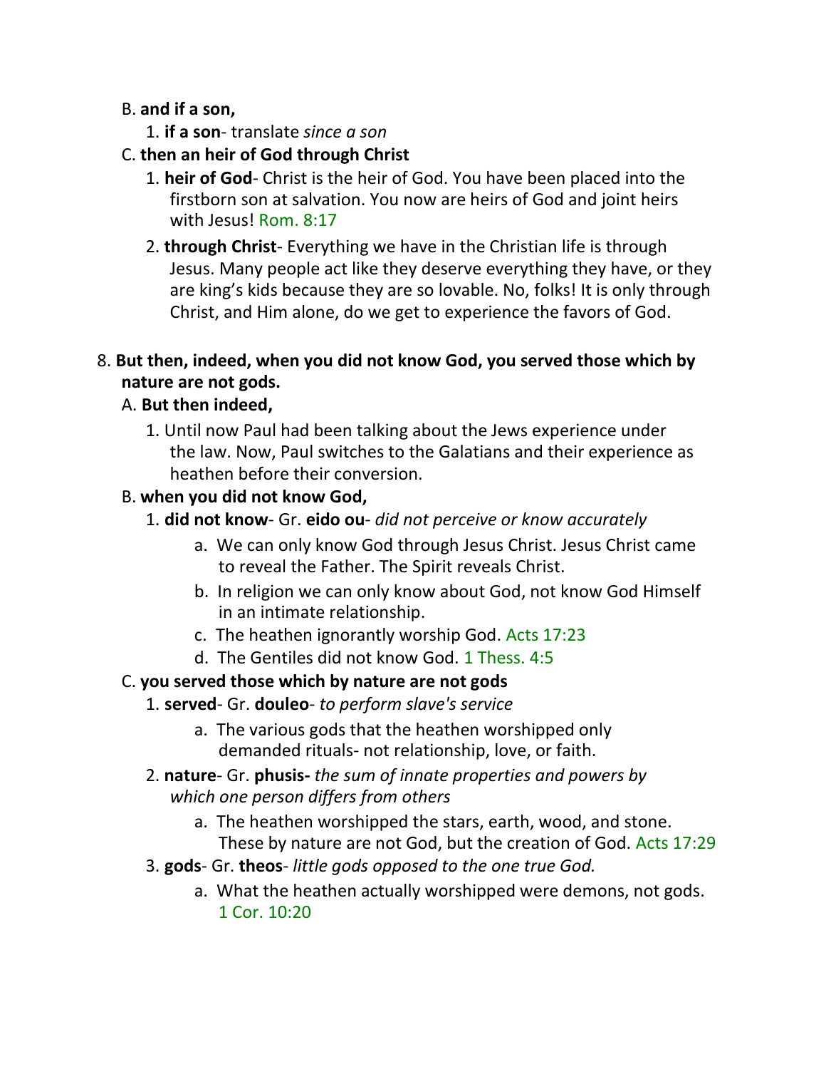B. **and if a son,**

1. **if a son**- translate *since a son*

C. **then an heir of God through Christ**

1. **heir of God**- Christ is the heir of God. You have been placed into the firstborn son at salvation. You now are heirs of God and joint heirs with Jesus! Rom. 8:17

2. **through Christ**- Everything we have in the Christian life is through Jesus. Many people act like they deserve everything they have, or they are king's kids because they are so lovable. No, folks! It is only through Christ, and Him alone, do we get to experience the favors of God.

8. **But then, indeed, when you did not know God, you served those which by nature are not gods.**

A. **But then indeed,**

1. Until now Paul had been talking about the Jews experience under the law. Now, Paul switches to the Galatians and their experience as heathen before their conversion.

B. **when you did not know God,**

1. **did not know**- Gr. **eido ou**- *did not perceive or know accurately*

a. We can only know God through Jesus Christ. Jesus Christ came to reveal the Father. The Spirit reveals Christ.

b. In religion we can only know about God, not know God Himself in an intimate relationship.

c. The heathen ignorantly worship God. Acts 17:23

d. The Gentiles did not know God. 1 Thess. 4:5

C. **you served those which by nature are not gods**

1. **served**- Gr. **douleo**- *to perform slave's service*

a. The various gods that the heathen worshipped only demanded rituals- not relationship, love, or faith.

2. **nature**- Gr. **phusis-** *the sum of innate properties and powers by which one person differs from others*

a. The heathen worshipped the stars, earth, wood, and stone. These by nature are not God, but the creation of God. Acts 17:29

3. **gods**- Gr. **theos**- *little gods opposed to the one true God.*

a. What the heathen actually worshipped were demons, not gods. 1 Cor. 10:20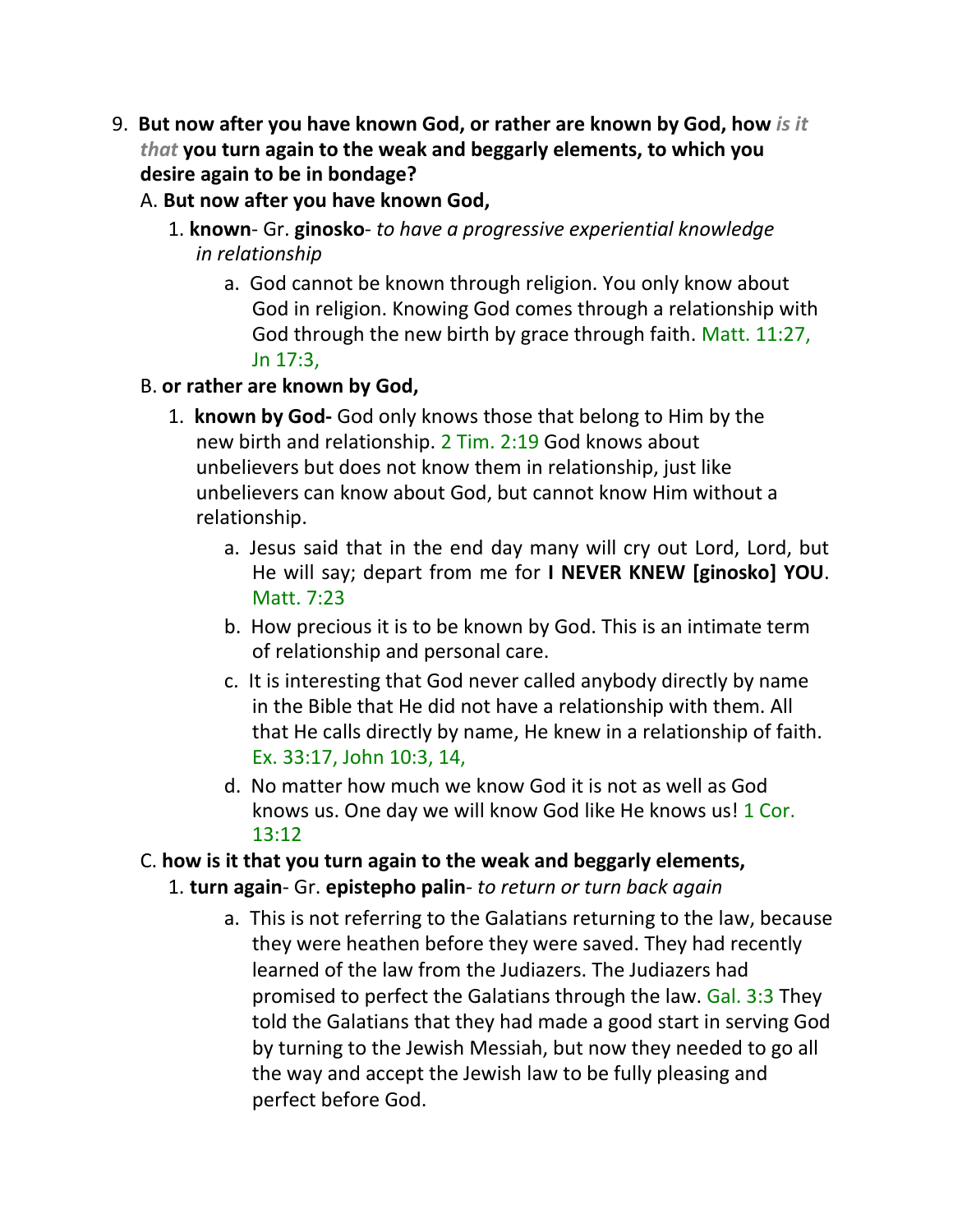9. **But now after you have known God, or rather are known by God, how** ***is it that*** **you turn again to the weak and beggarly elements, to which you desire again to be in bondage?**

   A. **But now after you have known God,**

      1. **known**- Gr. **ginosko**- *to have a progressive experiential knowledge in relationship*

         a. God cannot be known through religion. You only know about God in religion. Knowing God comes through a relationship with God through the new birth by grace through faith. Matt. 11:27, Jn 17:3,

   B. **or rather are known by God,**

      1. **known by God-** God only knows those that belong to Him by the new birth and relationship. 2 Tim. 2:19 God knows about unbelievers but does not know them in relationship, just like unbelievers can know about God, but cannot know Him without a relationship.

         a. Jesus said that in the end day many will cry out Lord, Lord, but He will say; depart from me for **I NEVER KNEW [ginosko] YOU**. Matt. 7:23

         b. How precious it is to be known by God. This is an intimate term of relationship and personal care.

         c. It is interesting that God never called anybody directly by name in the Bible that He did not have a relationship with them. All that He calls directly by name, He knew in a relationship of faith. Ex. 33:17, John 10:3, 14,

         d. No matter how much we know God it is not as well as God knows us. One day we will know God like He knows us! 1 Cor. 13:12

   C. **how is it that you turn again to the weak and beggarly elements,**

      1. **turn again**- Gr. **epistepho palin**- *to return or turn back again*

         a. This is not referring to the Galatians returning to the law, because they were heathen before they were saved. They had recently learned of the law from the Judiazers. The Judiazers had promised to perfect the Galatians through the law. Gal. 3:3 They told the Galatians that they had made a good start in serving God by turning to the Jewish Messiah, but now they needed to go all the way and accept the Jewish law to be fully pleasing and perfect before God.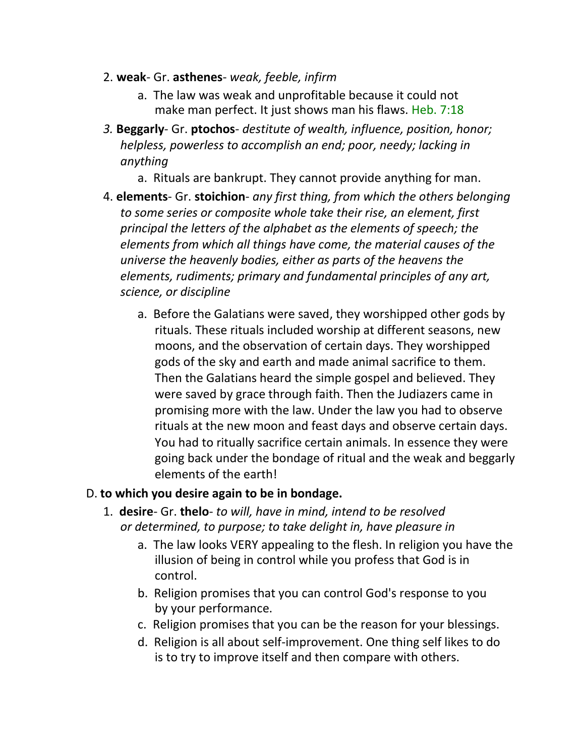2. **weak**- Gr. **asthenes**- *weak, feeble, infirm*

   a. The law was weak and unprofitable because it could not make man perfect. It just shows man his flaws. Heb. 7:18

3. **Beggarly**- Gr. **ptochos**- *destitute of wealth, influence, position, honor; helpless, powerless to accomplish an end; poor, needy; lacking in anything*

   a. Rituals are bankrupt. They cannot provide anything for man.

4. **elements**- Gr. **stoichion**- *any first thing, from which the others belonging to some series or composite whole take their rise, an element, first principal the letters of the alphabet as the elements of speech; the elements from which all things have come, the material causes of the universe the heavenly bodies, either as parts of the heavens the elements, rudiments; primary and fundamental principles of any art, science, or discipline*

   a. Before the Galatians were saved, they worshipped other gods by rituals. These rituals included worship at different seasons, new moons, and the observation of certain days. They worshipped gods of the sky and earth and made animal sacrifice to them. Then the Galatians heard the simple gospel and believed. They were saved by grace through faith. Then the Judiazers came in promising more with the law. Under the law you had to observe rituals at the new moon and feast days and observe certain days. You had to ritually sacrifice certain animals. In essence they were going back under the bondage of ritual and the weak and beggarly elements of the earth!

D. **to which you desire again to be in bondage.**

1. **desire**- Gr. **thelo**- *to will, have in mind, intend to be resolved or determined, to purpose; to take delight in, have pleasure in*

   a. The law looks VERY appealing to the flesh. In religion you have the illusion of being in control while you profess that God is in control.

   b. Religion promises that you can control God's response to you by your performance.

   c. Religion promises that you can be the reason for your blessings.

   d. Religion is all about self-improvement. One thing self likes to do is to try to improve itself and then compare with others.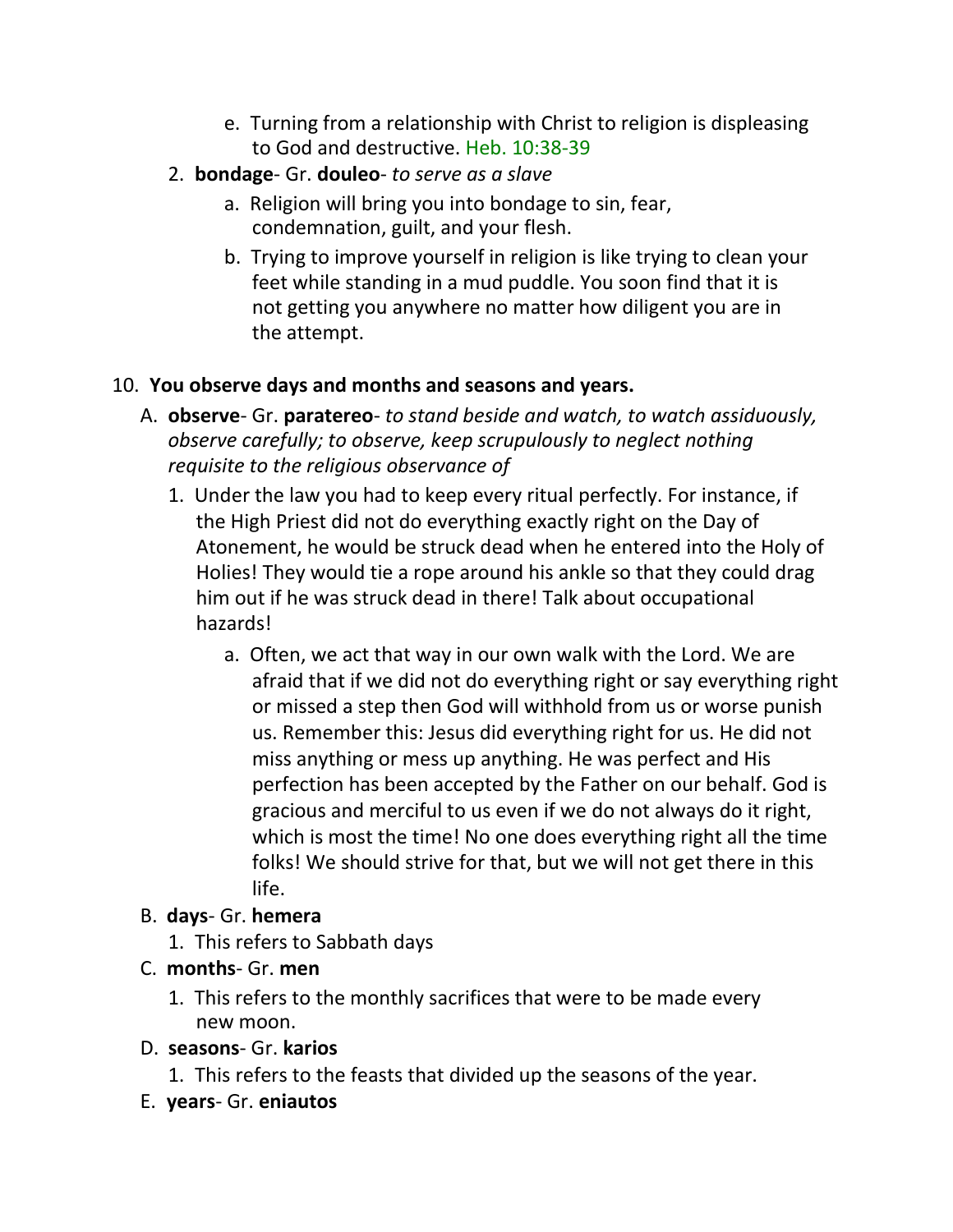e. Turning from a relationship with Christ to religion is displeasing to God and destructive. Heb. 10:38-39

2. **bondage**- Gr. **douleo**- *to serve as a slave*
   a. Religion will bring you into bondage to sin, fear, condemnation, guilt, and your flesh.
   b. Trying to improve yourself in religion is like trying to clean your feet while standing in a mud puddle. You soon find that it is not getting you anywhere no matter how diligent you are in the attempt.

10. **You observe days and months and seasons and years.**

A. **observe**- Gr. **paratereo**- *to stand beside and watch, to watch assiduously, observe carefully; to observe, keep scrupulously to neglect nothing requisite to the religious observance of*

   1. Under the law you had to keep every ritual perfectly. For instance, if the High Priest did not do everything exactly right on the Day of Atonement, he would be struck dead when he entered into the Holy of Holies! They would tie a rope around his ankle so that they could drag him out if he was struck dead in there! Talk about occupational hazards!

      a. Often, we act that way in our own walk with the Lord. We are afraid that if we did not do everything right or say everything right or missed a step then God will withhold from us or worse punish us. Remember this: Jesus did everything right for us. He did not miss anything or mess up anything. He was perfect and His perfection has been accepted by the Father on our behalf. God is gracious and merciful to us even if we do not always do it right, which is most the time! No one does everything right all the time folks! We should strive for that, but we will not get there in this life.

B. **days**- Gr. **hemera**
   1. This refers to Sabbath days

C. **months**- Gr. **men**
   1. This refers to the monthly sacrifices that were to be made every new moon.

D. **seasons**- Gr. **karios**
   1. This refers to the feasts that divided up the seasons of the year.

E. **years**- Gr. **eniautos**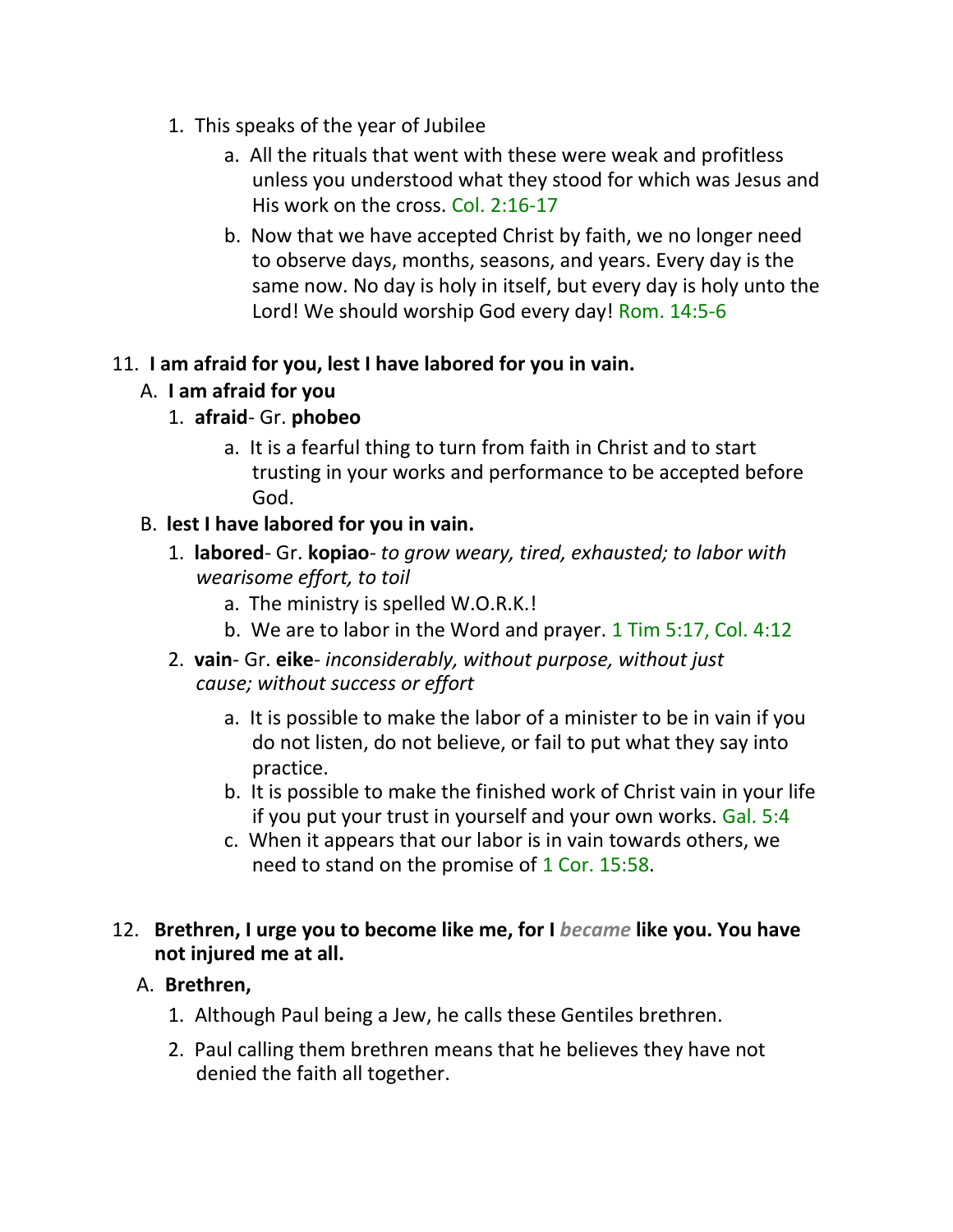1. This speaks of the year of Jubilee
    a. All the rituals that went with these were weak and profitless unless you understood what they stood for which was Jesus and His work on the cross. Col. 2:16-17
    b. Now that we have accepted Christ by faith, we no longer need to observe days, months, seasons, and years. Every day is the same now. No day is holy in itself, but every day is holy unto the Lord! We should worship God every day! Rom. 14:5-6

11. **I am afraid for you, lest I have labored for you in vain.**

A. **I am afraid for you**

1. **afraid**- Gr. **phobeo**
    a. It is a fearful thing to turn from faith in Christ and to start trusting in your works and performance to be accepted before God.

B. **lest I have labored for you in vain.**

1. **labored**- Gr. **kopiao**- *to grow weary, tired, exhausted; to labor with wearisome effort, to toil*
    a. The ministry is spelled W.O.R.K.!
    b. We are to labor in the Word and prayer. 1 Tim 5:17, Col. 4:12
2. **vain**- Gr. **eike**- *inconsiderably, without purpose, without just cause; without success or effort*
    a. It is possible to make the labor of a minister to be in vain if you do not listen, do not believe, or fail to put what they say into practice.
    b. It is possible to make the finished work of Christ vain in your life if you put your trust in yourself and your own works. Gal. 5:4
    c. When it appears that our labor is in vain towards others, we need to stand on the promise of 1 Cor. 15:58.

12. **Brethren, I urge you to become like me, for I** ***became*** **like you. You have not injured me at all.**

A. **Brethren,**

1. Although Paul being a Jew, he calls these Gentiles brethren.
2. Paul calling them brethren means that he believes they have not denied the faith all together.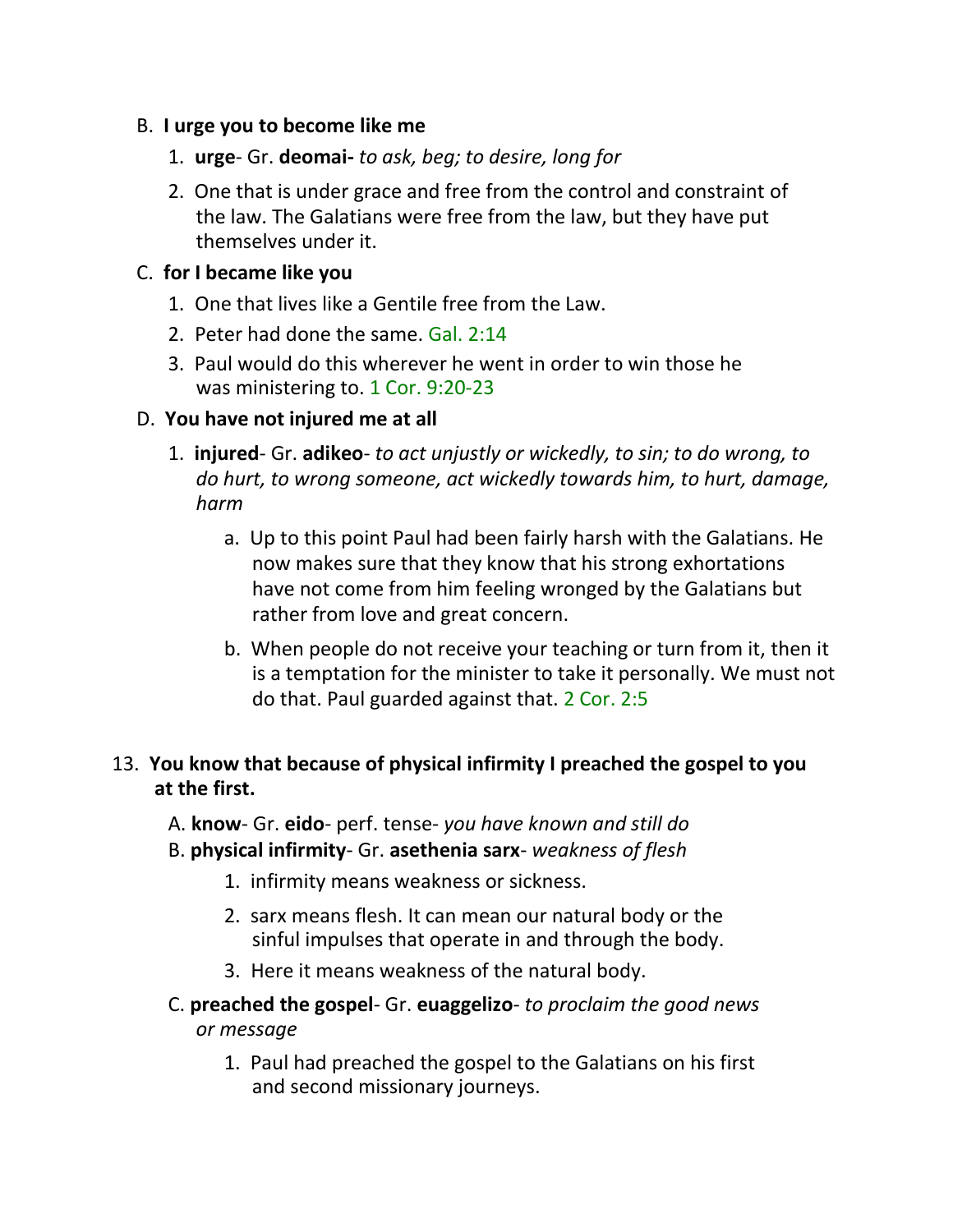B. **I urge you to become like me**

   1. **urge**- Gr. **deomai-** *to ask, beg; to desire, long for*

   2. One that is under grace and free from the control and constraint of the law. The Galatians were free from the law, but they have put themselves under it.

C. **for I became like you**

   1. One that lives like a Gentile free from the Law.

   2. Peter had done the same. Gal. 2:14

   3. Paul would do this wherever he went in order to win those he was ministering to. 1 Cor. 9:20-23

D. **You have not injured me at all**

   1. **injured**- Gr. **adikeo**- *to act unjustly or wickedly, to sin; to do wrong, to do hurt, to wrong someone, act wickedly towards him, to hurt, damage, harm*

      a. Up to this point Paul had been fairly harsh with the Galatians. He now makes sure that they know that his strong exhortations have not come from him feeling wronged by the Galatians but rather from love and great concern.

      b. When people do not receive your teaching or turn from it, then it is a temptation for the minister to take it personally. We must not do that. Paul guarded against that. 2 Cor. 2:5

13. **You know that because of physical infirmity I preached the gospel to you at the first.**

   A. **know**- Gr. **eido**- perf. tense- *you have known and still do*

   B. **physical infirmity**- Gr. **asethenia sarx**- *weakness of flesh*

      1. infirmity means weakness or sickness.

      2. sarx means flesh. It can mean our natural body or the sinful impulses that operate in and through the body.

      3. Here it means weakness of the natural body.

   C. **preached the gospel**- Gr. **euaggelizo**- *to proclaim the good news or message*

      1. Paul had preached the gospel to the Galatians on his first and second missionary journeys.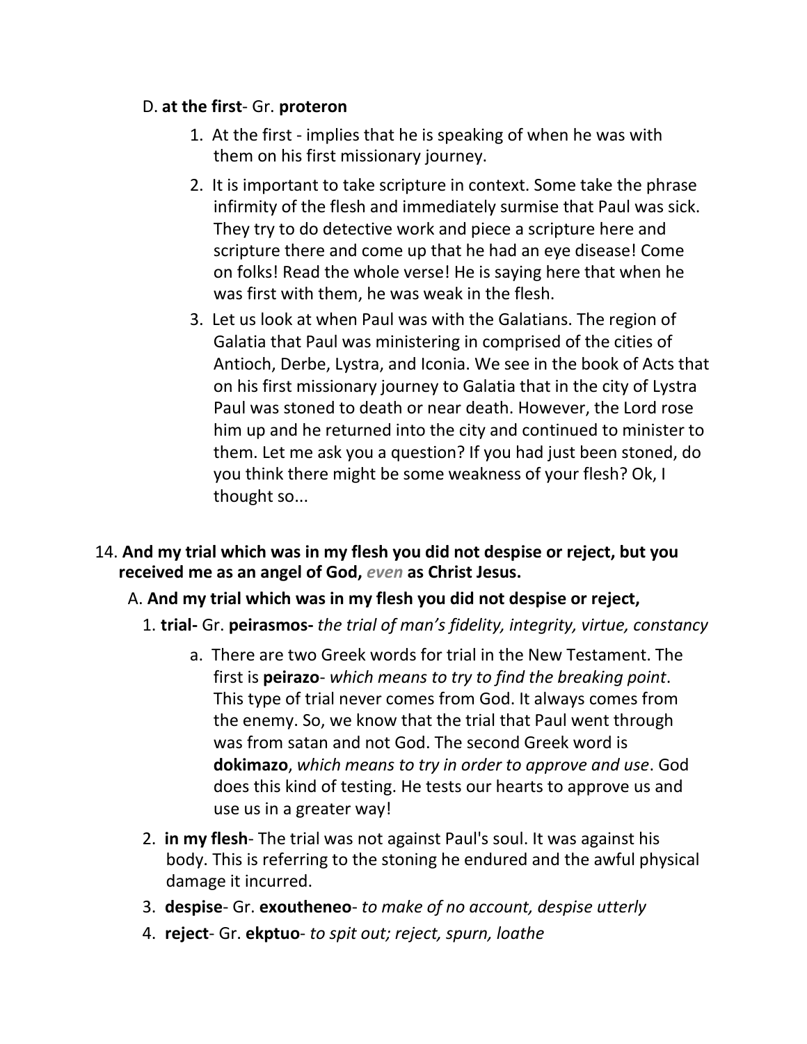D. **at the first**- Gr. **proteron**

1. At the first - implies that he is speaking of when he was with them on his first missionary journey.
2. It is important to take scripture in context. Some take the phrase infirmity of the flesh and immediately surmise that Paul was sick. They try to do detective work and piece a scripture here and scripture there and come up that he had an eye disease! Come on folks! Read the whole verse! He is saying here that when he was first with them, he was weak in the flesh.
3. Let us look at when Paul was with the Galatians. The region of Galatia that Paul was ministering in comprised of the cities of Antioch, Derbe, Lystra, and Iconia. We see in the book of Acts that on his first missionary journey to Galatia that in the city of Lystra Paul was stoned to death or near death. However, the Lord rose him up and he returned into the city and continued to minister to them. Let me ask you a question? If you had just been stoned, do you think there might be some weakness of your flesh? Ok, I thought so...

14. **And my trial which was in my flesh you did not despise or reject, but you received me as an angel of God, *even* as Christ Jesus.**

A. **And my trial which was in my flesh you did not despise or reject,**

1. **trial-** Gr. **peirasmos-** *the trial of man's fidelity, integrity, virtue, constancy*
   a. There are two Greek words for trial in the New Testament. The first is **peirazo**- *which means to try to find the breaking point*. This type of trial never comes from God. It always comes from the enemy. So, we know that the trial that Paul went through was from satan and not God. The second Greek word is **dokimazo**, *which means to try in order to approve and use*. God does this kind of testing. He tests our hearts to approve us and use us in a greater way!
2. **in my flesh**- The trial was not against Paul's soul. It was against his body. This is referring to the stoning he endured and the awful physical damage it incurred.
3. **despise**- Gr. **exoutheneo**- *to make of no account, despise utterly*
4. **reject**- Gr. **ekptuo**- *to spit out; reject, spurn, loathe*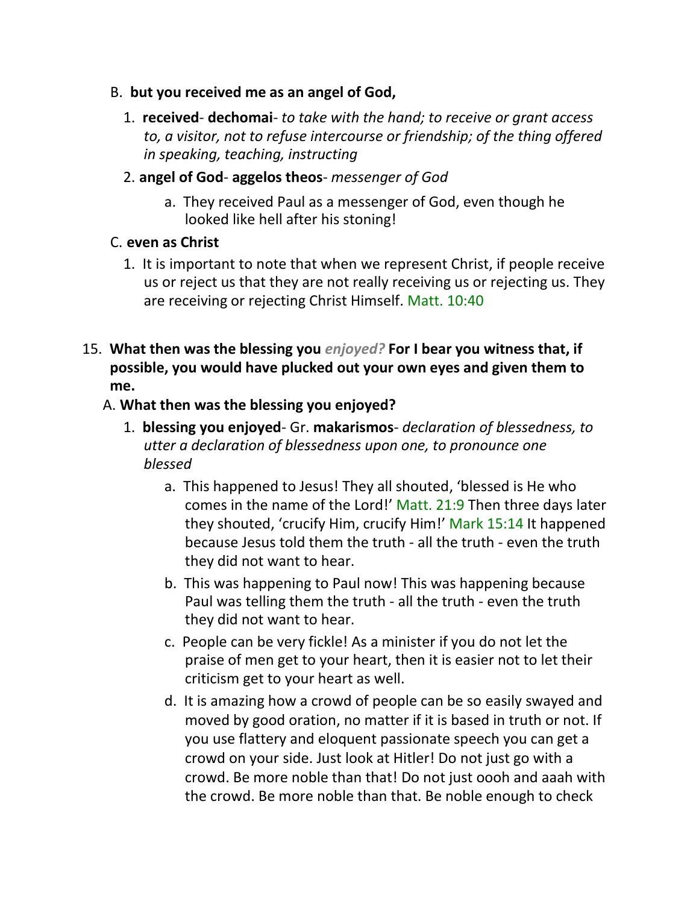B. **but you received me as an angel of God,**

1. **received**- **dechomai**- *to take with the hand; to receive or grant access to, a visitor, not to refuse intercourse or friendship; of the thing offered in speaking, teaching, instructing*

2. **angel of God**- **aggelos theos**- *messenger of God*

   a. They received Paul as a messenger of God, even though he looked like hell after his stoning!

C. **even as Christ**

1. It is important to note that when we represent Christ, if people receive us or reject us that they are not really receiving us or rejecting us. They are receiving or rejecting Christ Himself. Matt. 10:40

15. **What then was the blessing you** ***enjoyed?*** **For I bear you witness that, if possible, you would have plucked out your own eyes and given them to me.**

A. **What then was the blessing you enjoyed?**

1. **blessing you enjoyed**- Gr. **makarismos**- *declaration of blessedness, to utter a declaration of blessedness upon one, to pronounce one blessed*

   a. This happened to Jesus! They all shouted, 'blessed is He who comes in the name of the Lord!' Matt. 21:9 Then three days later they shouted, 'crucify Him, crucify Him!' Mark 15:14 It happened because Jesus told them the truth - all the truth - even the truth they did not want to hear.

   b. This was happening to Paul now! This was happening because Paul was telling them the truth - all the truth - even the truth they did not want to hear.

   c. People can be very fickle! As a minister if you do not let the praise of men get to your heart, then it is easier not to let their criticism get to your heart as well.

   d. It is amazing how a crowd of people can be so easily swayed and moved by good oration, no matter if it is based in truth or not. If you use flattery and eloquent passionate speech you can get a crowd on your side. Just look at Hitler! Do not just go with a crowd. Be more noble than that! Do not just oooh and aaah with the crowd. Be more noble than that. Be noble enough to check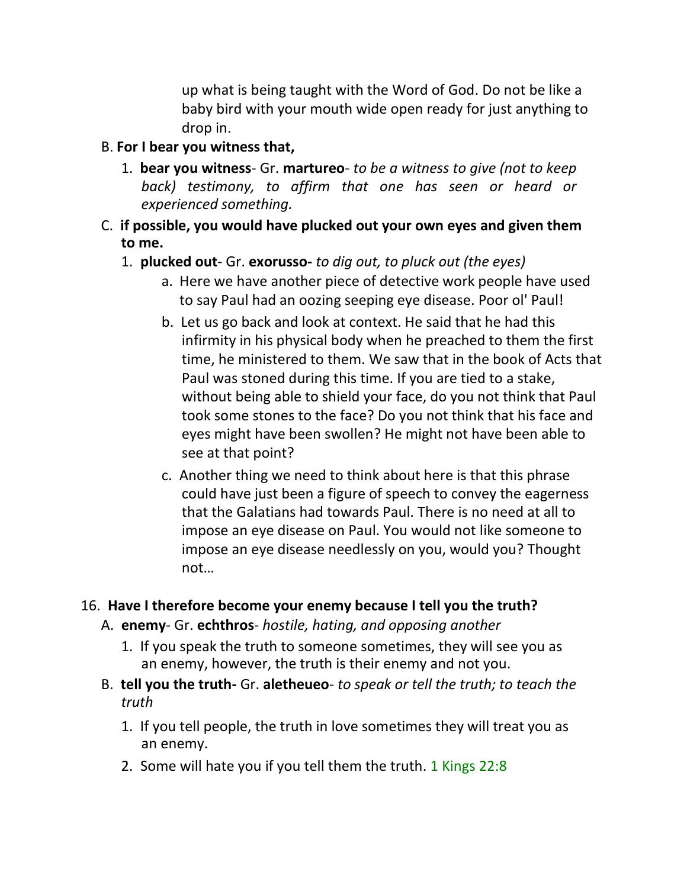up what is being taught with the Word of God. Do not be like a baby bird with your mouth wide open ready for just anything to drop in.

B. **For I bear you witness that,**

   1. **bear you witness**- Gr. **martureo**- *to be a witness to give (not to keep back) testimony, to affirm that one has seen or heard or experienced something.*

C. **if possible, you would have plucked out your own eyes and given them to me.**

   1. **plucked out**- Gr. **exorusso-** *to dig out, to pluck out (the eyes)*

      a. Here we have another piece of detective work people have used to say Paul had an oozing seeping eye disease. Poor ol' Paul!

      b. Let us go back and look at context. He said that he had this infirmity in his physical body when he preached to them the first time, he ministered to them. We saw that in the book of Acts that Paul was stoned during this time. If you are tied to a stake, without being able to shield your face, do you not think that Paul took some stones to the face? Do you not think that his face and eyes might have been swollen? He might not have been able to see at that point?

      c. Another thing we need to think about here is that this phrase could have just been a figure of speech to convey the eagerness that the Galatians had towards Paul. There is no need at all to impose an eye disease on Paul. You would not like someone to impose an eye disease needlessly on you, would you? Thought not…

16. **Have I therefore become your enemy because I tell you the truth?**

   A. **enemy**- Gr. **echthros**- *hostile, hating, and opposing another*

      1. If you speak the truth to someone sometimes, they will see you as an enemy, however, the truth is their enemy and not you.

   B. **tell you the truth-** Gr. **aletheueo**- *to speak or tell the truth; to teach the truth*

      1. If you tell people, the truth in love sometimes they will treat you as an enemy.
      2. Some will hate you if you tell them the truth. 1 Kings 22:8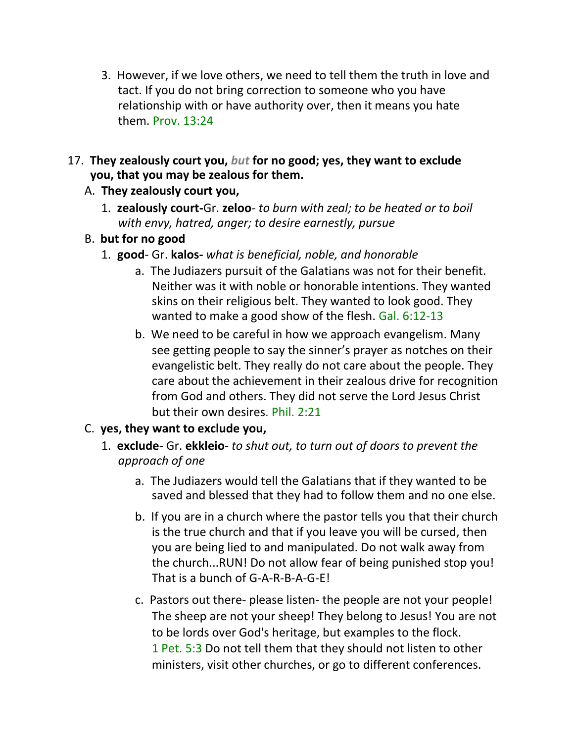3. However, if we love others, we need to tell them the truth in love and tact. If you do not bring correction to someone who you have relationship with or have authority over, then it means you hate them. Prov. 13:24

17. **They zealously court you, *but* for no good; yes, they want to exclude you, that you may be zealous for them.**

   A. **They zealously court you,**

      1. **zealously court-**Gr. **zeloo**- *to burn with zeal; to be heated or to boil with envy, hatred, anger; to desire earnestly, pursue*

   B. **but for no good**

      1. **good**- Gr. **kalos-** *what is beneficial, noble, and honorable*

         a. The Judiazers pursuit of the Galatians was not for their benefit. Neither was it with noble or honorable intentions. They wanted skins on their religious belt. They wanted to look good. They wanted to make a good show of the flesh. Gal. 6:12-13

         b. We need to be careful in how we approach evangelism. Many see getting people to say the sinner's prayer as notches on their evangelistic belt. They really do not care about the people. They care about the achievement in their zealous drive for recognition from God and others. They did not serve the Lord Jesus Christ but their own desires. Phil. 2:21

   C. **yes, they want to exclude you,**

      1. **exclude**- Gr. **ekkleio**- *to shut out, to turn out of doors to prevent the approach of one*

         a. The Judiazers would tell the Galatians that if they wanted to be saved and blessed that they had to follow them and no one else.

         b. If you are in a church where the pastor tells you that their church is the true church and that if you leave you will be cursed, then you are being lied to and manipulated. Do not walk away from the church...RUN! Do not allow fear of being punished stop you! That is a bunch of G-A-R-B-A-G-E!

         c. Pastors out there- please listen- the people are not your people! The sheep are not your sheep! They belong to Jesus! You are not to be lords over God's heritage, but examples to the flock. 1 Pet. 5:3 Do not tell them that they should not listen to other ministers, visit other churches, or go to different conferences.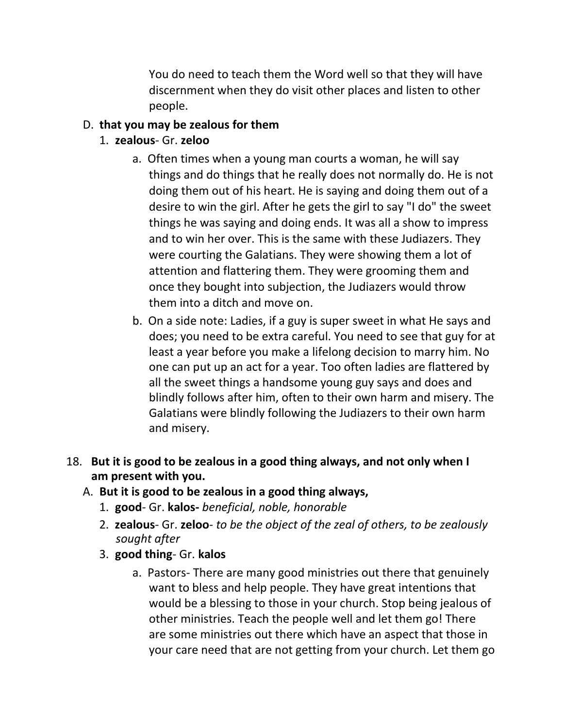You do need to teach them the Word well so that they will have discernment when they do visit other places and listen to other people.

D. **that you may be zealous for them**

1. **zealous**- Gr. **zeloo**

a. Often times when a young man courts a woman, he will say things and do things that he really does not normally do. He is not doing them out of his heart. He is saying and doing them out of a desire to win the girl. After he gets the girl to say "I do" the sweet things he was saying and doing ends. It was all a show to impress and to win her over. This is the same with these Judiazers. They were courting the Galatians. They were showing them a lot of attention and flattering them. They were grooming them and once they bought into subjection, the Judiazers would throw them into a ditch and move on.

b. On a side note: Ladies, if a guy is super sweet in what He says and does; you need to be extra careful. You need to see that guy for at least a year before you make a lifelong decision to marry him. No one can put up an act for a year. Too often ladies are flattered by all the sweet things a handsome young guy says and does and blindly follows after him, often to their own harm and misery. The Galatians were blindly following the Judiazers to their own harm and misery.

18. **But it is good to be zealous in a good thing always, and not only when I am present with you.**

A. **But it is good to be zealous in a good thing always,**

1. **good**- Gr. **kalos-** *beneficial, noble, honorable*
2. **zealous**- Gr. **zeloo**- *to be the object of the zeal of others, to be zealously sought after*
3. **good thing**- Gr. **kalos**

a. Pastors- There are many good ministries out there that genuinely want to bless and help people. They have great intentions that would be a blessing to those in your church. Stop being jealous of other ministries. Teach the people well and let them go! There are some ministries out there which have an aspect that those in your care need that are not getting from your church. Let them go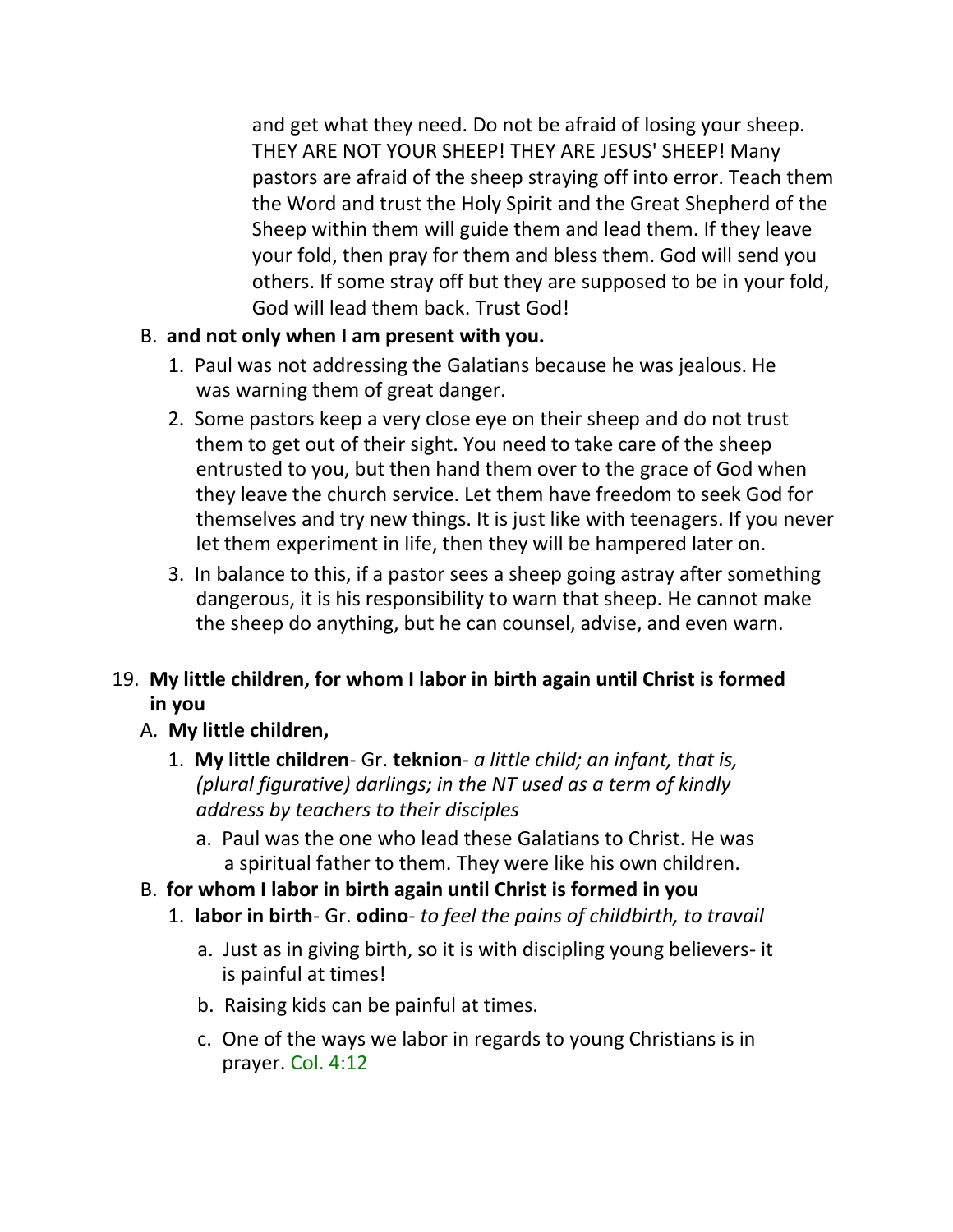and get what they need. Do not be afraid of losing your sheep. THEY ARE NOT YOUR SHEEP! THEY ARE JESUS' SHEEP! Many pastors are afraid of the sheep straying off into error. Teach them the Word and trust the Holy Spirit and the Great Shepherd of the Sheep within them will guide them and lead them. If they leave your fold, then pray for them and bless them. God will send you others. If some stray off but they are supposed to be in your fold, God will lead them back. Trust God!

B. **and not only when I am present with you.**

1. Paul was not addressing the Galatians because he was jealous. He was warning them of great danger.
2. Some pastors keep a very close eye on their sheep and do not trust them to get out of their sight. You need to take care of the sheep entrusted to you, but then hand them over to the grace of God when they leave the church service. Let them have freedom to seek God for themselves and try new things. It is just like with teenagers. If you never let them experiment in life, then they will be hampered later on.
3. In balance to this, if a pastor sees a sheep going astray after something dangerous, it is his responsibility to warn that sheep. He cannot make the sheep do anything, but he can counsel, advise, and even warn.

19. **My little children, for whom I labor in birth again until Christ is formed in you**

A. **My little children,**

1. **My little children**- Gr. **teknion**- *a little child; an infant, that is, (plural figurative) darlings; in the NT used as a term of kindly address by teachers to their disciples*
   a. Paul was the one who lead these Galatians to Christ. He was a spiritual father to them. They were like his own children.

B. **for whom I labor in birth again until Christ is formed in you**

1. **labor in birth**- Gr. **odino**- *to feel the pains of childbirth, to travail*
   a. Just as in giving birth, so it is with discipling young believers- it is painful at times!
   b. Raising kids can be painful at times.
   c. One of the ways we labor in regards to young Christians is in prayer. Col. 4:12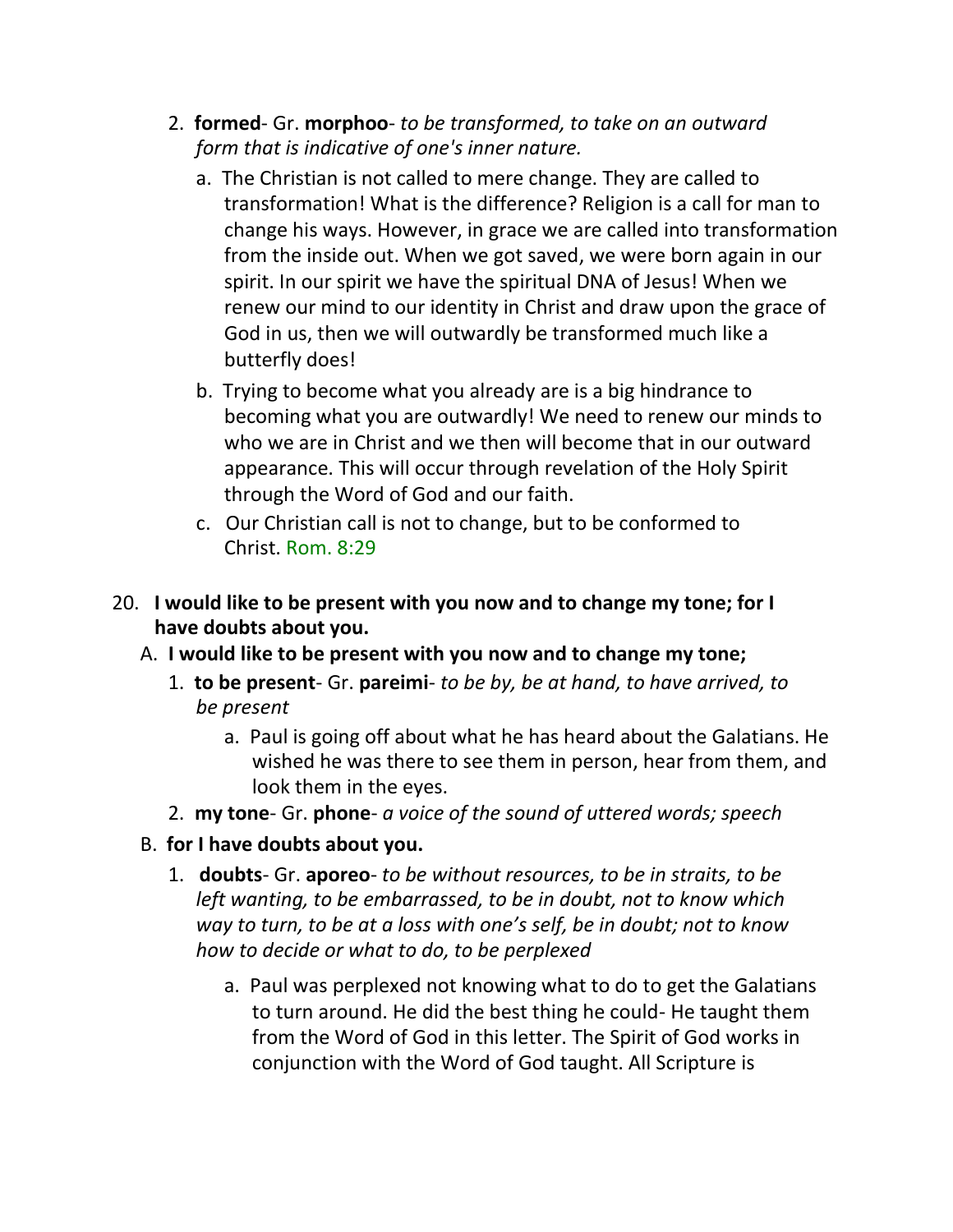2. **formed**- Gr. **morphoo**- *to be transformed, to take on an outward form that is indicative of one's inner nature.*
   a. The Christian is not called to mere change. They are called to transformation! What is the difference? Religion is a call for man to change his ways. However, in grace we are called into transformation from the inside out. When we got saved, we were born again in our spirit. In our spirit we have the spiritual DNA of Jesus! When we renew our mind to our identity in Christ and draw upon the grace of God in us, then we will outwardly be transformed much like a butterfly does!
   b. Trying to become what you already are is a big hindrance to becoming what you are outwardly! We need to renew our minds to who we are in Christ and we then will become that in our outward appearance. This will occur through revelation of the Holy Spirit through the Word of God and our faith.
   c. Our Christian call is not to change, but to be conformed to Christ. Rom. 8:29

20. **I would like to be present with you now and to change my tone; for I have doubts about you.**
   A. **I would like to be present with you now and to change my tone;**
      1. **to be present**- Gr. **pareimi**- *to be by, be at hand, to have arrived, to be present*
         a. Paul is going off about what he has heard about the Galatians. He wished he was there to see them in person, hear from them, and look them in the eyes.
      2. **my tone**- Gr. **phone**- *a voice of the sound of uttered words; speech*
   B. **for I have doubts about you.**
      1. **doubts**- Gr. **aporeo**- *to be without resources, to be in straits, to be left wanting, to be embarrassed, to be in doubt, not to know which way to turn, to be at a loss with one's self, be in doubt; not to know how to decide or what to do, to be perplexed*
         a. Paul was perplexed not knowing what to do to get the Galatians to turn around. He did the best thing he could- He taught them from the Word of God in this letter. The Spirit of God works in conjunction with the Word of God taught. All Scripture is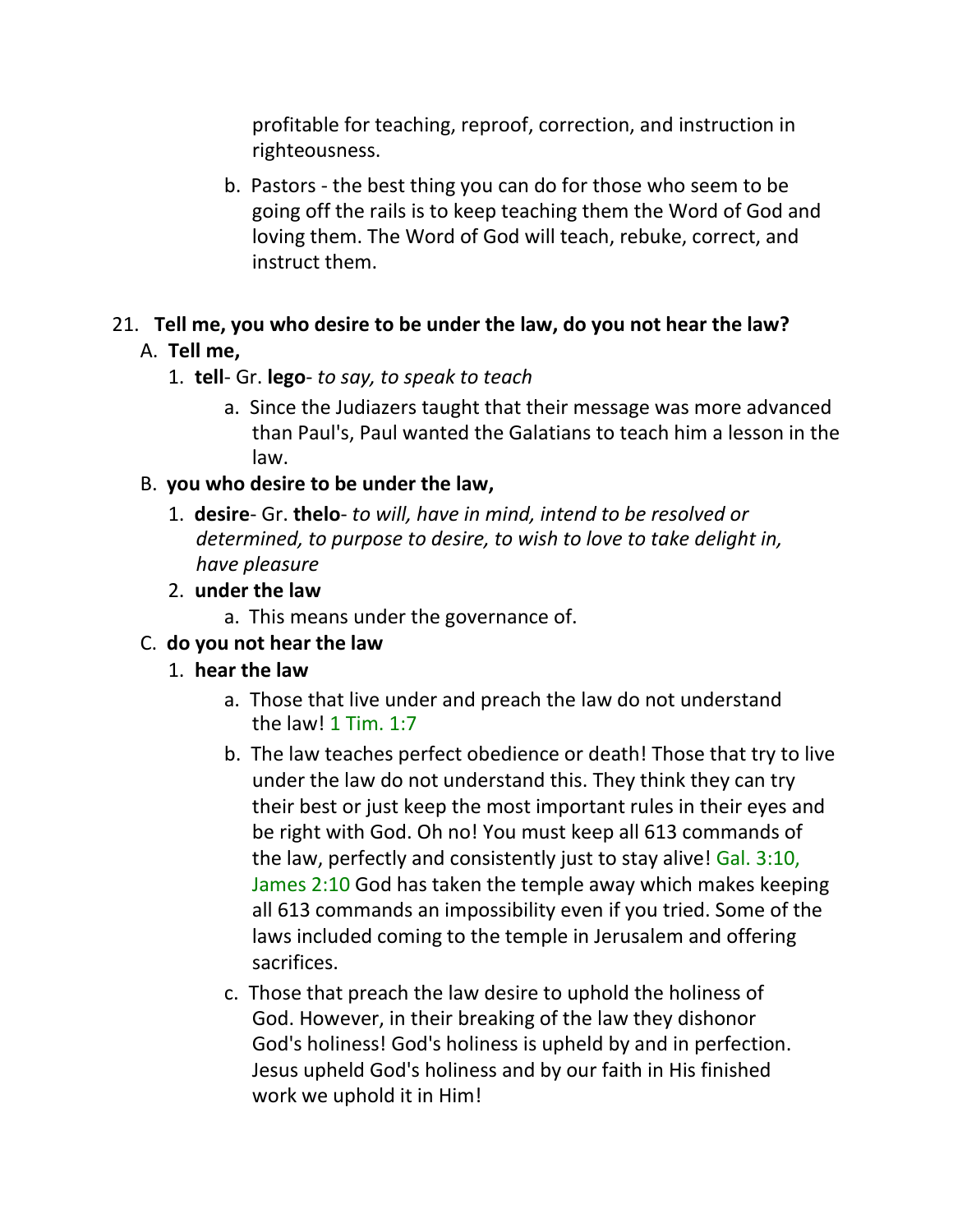profitable for teaching, reproof, correction, and instruction in righteousness.

b. Pastors - the best thing you can do for those who seem to be going off the rails is to keep teaching them the Word of God and loving them. The Word of God will teach, rebuke, correct, and instruct them.

21. **Tell me, you who desire to be under the law, do you not hear the law?**

A. **Tell me,**

1. **tell**- Gr. **lego**- *to say, to speak to teach*

a. Since the Judiazers taught that their message was more advanced than Paul's, Paul wanted the Galatians to teach him a lesson in the law.

B. **you who desire to be under the law,**

1. **desire**- Gr. **thelo**- *to will, have in mind, intend to be resolved or determined, to purpose to desire, to wish to love to take delight in, have pleasure*

2. **under the law**

a. This means under the governance of.

C. **do you not hear the law**

1. **hear the law**

a. Those that live under and preach the law do not understand the law! 1 Tim. 1:7

b. The law teaches perfect obedience or death! Those that try to live under the law do not understand this. They think they can try their best or just keep the most important rules in their eyes and be right with God. Oh no! You must keep all 613 commands of the law, perfectly and consistently just to stay alive! Gal. 3:10, James 2:10 God has taken the temple away which makes keeping all 613 commands an impossibility even if you tried. Some of the laws included coming to the temple in Jerusalem and offering sacrifices.

c. Those that preach the law desire to uphold the holiness of God. However, in their breaking of the law they dishonor God's holiness! God's holiness is upheld by and in perfection. Jesus upheld God's holiness and by our faith in His finished work we uphold it in Him!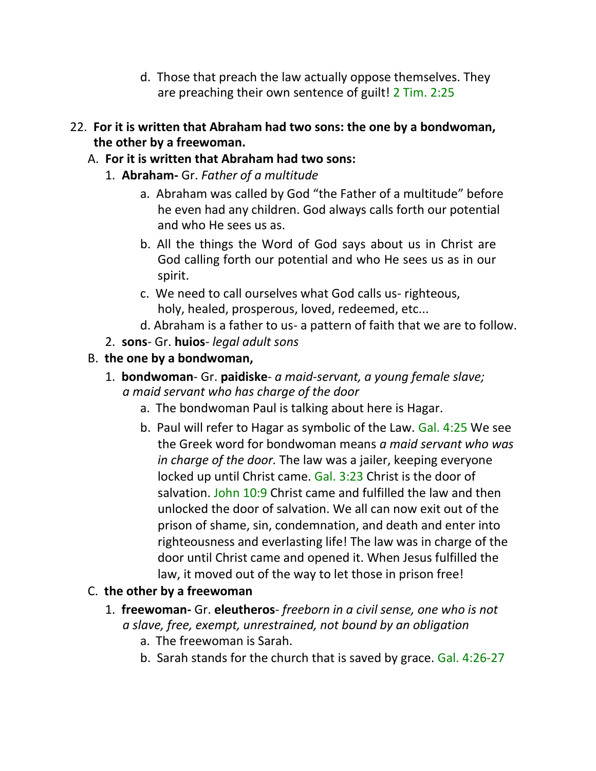d. Those that preach the law actually oppose themselves. They are preaching their own sentence of guilt! 2 Tim. 2:25

22. **For it is written that Abraham had two sons: the one by a bondwoman, the other by a freewoman.**

   A. **For it is written that Abraham had two sons:**

      1. **Abraham-** Gr. *Father of a multitude*

         a. Abraham was called by God "the Father of a multitude" before he even had any children. God always calls forth our potential and who He sees us as.

         b. All the things the Word of God says about us in Christ are God calling forth our potential and who He sees us as in our spirit.

         c. We need to call ourselves what God calls us- righteous, holy, healed, prosperous, loved, redeemed, etc...

         d. Abraham is a father to us- a pattern of faith that we are to follow.

      2. **sons**- Gr. **huios**- *legal adult sons*

   B. **the one by a bondwoman,**

      1. **bondwoman**- Gr. **paidiske**- *a maid-servant, a young female slave; a maid servant who has charge of the door*

         a. The bondwoman Paul is talking about here is Hagar.

         b. Paul will refer to Hagar as symbolic of the Law. Gal. 4:25 We see the Greek word for bondwoman means *a maid servant who was in charge of the door.* The law was a jailer, keeping everyone locked up until Christ came. Gal. 3:23 Christ is the door of salvation. John 10:9 Christ came and fulfilled the law and then unlocked the door of salvation. We all can now exit out of the prison of shame, sin, condemnation, and death and enter into righteousness and everlasting life! The law was in charge of the door until Christ came and opened it. When Jesus fulfilled the law, it moved out of the way to let those in prison free!

   C. **the other by a freewoman**

      1. **freewoman-** Gr. **eleutheros**- *freeborn in a civil sense, one who is not a slave, free, exempt, unrestrained, not bound by an obligation*

         a. The freewoman is Sarah.

         b. Sarah stands for the church that is saved by grace. Gal. 4:26-27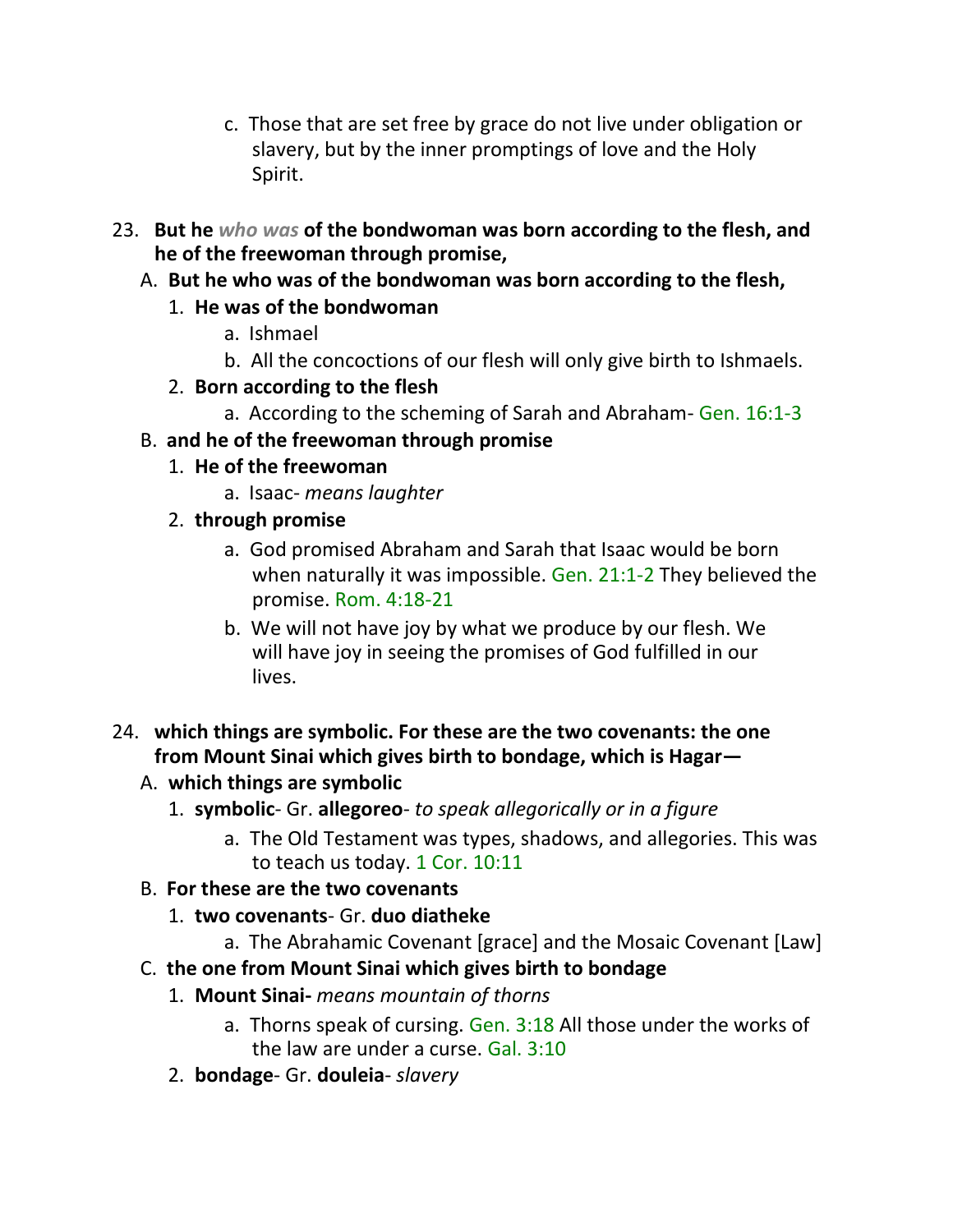c. Those that are set free by grace do not live under obligation or slavery, but by the inner promptings of love and the Holy Spirit.

23. **But he *who was* of the bondwoman was born according to the flesh, and he of the freewoman through promise,**

A. **But he who was of the bondwoman was born according to the flesh,**

1. **He was of the bondwoman**
   a. Ishmael
   b. All the concoctions of our flesh will only give birth to Ishmaels.

2. **Born according to the flesh**
   a. According to the scheming of Sarah and Abraham- Gen. 16:1-3

B. **and he of the freewoman through promise**

1. **He of the freewoman**
   a. Isaac- *means laughter*

2. **through promise**
   a. God promised Abraham and Sarah that Isaac would be born when naturally it was impossible. Gen. 21:1-2 They believed the promise. Rom. 4:18-21
   b. We will not have joy by what we produce by our flesh. We will have joy in seeing the promises of God fulfilled in our lives.

24. **which things are symbolic. For these are the two covenants: the one from Mount Sinai which gives birth to bondage, which is Hagar—**

A. **which things are symbolic**

1. **symbolic**- Gr. **allegoreo**- *to speak allegorically or in a figure*
   a. The Old Testament was types, shadows, and allegories. This was to teach us today. 1 Cor. 10:11

B. **For these are the two covenants**

1. **two covenants**- Gr. **duo diatheke**
   a. The Abrahamic Covenant [grace] and the Mosaic Covenant [Law]

C. **the one from Mount Sinai which gives birth to bondage**

1. **Mount Sinai-** *means mountain of thorns*
   a. Thorns speak of cursing. Gen. 3:18 All those under the works of the law are under a curse. Gal. 3:10

2. **bondage**- Gr. **douleia**- *slavery*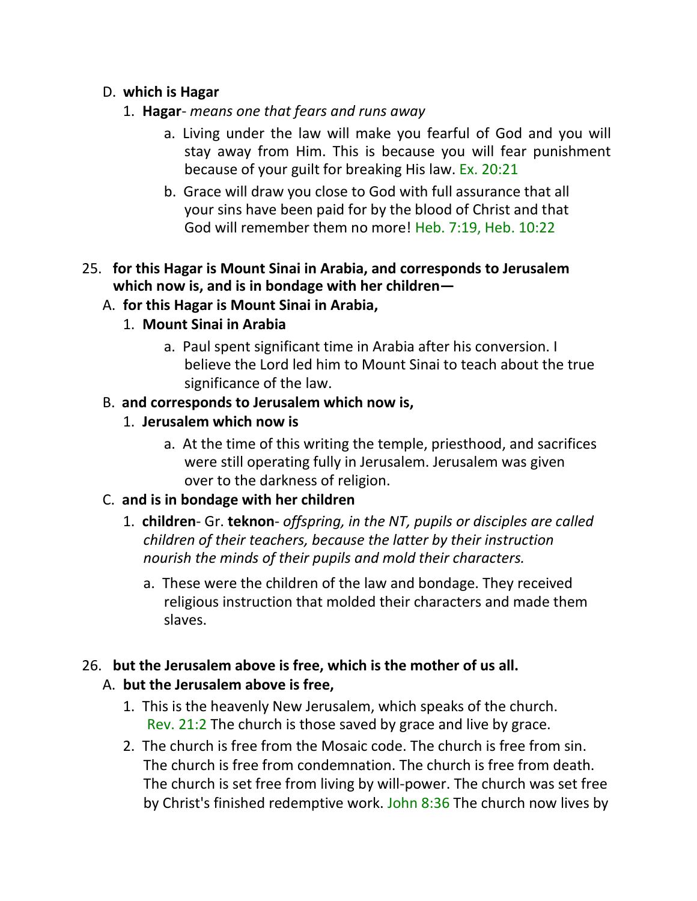D. **which is Hagar**

1. **Hagar**- *means one that fears and runs away*

    a. Living under the law will make you fearful of God and you will stay away from Him. This is because you will fear punishment because of your guilt for breaking His law. Ex. 20:21

    b. Grace will draw you close to God with full assurance that all your sins have been paid for by the blood of Christ and that God will remember them no more! Heb. 7:19, Heb. 10:22

25. **for this Hagar is Mount Sinai in Arabia, and corresponds to Jerusalem which now is, and is in bondage with her children—**

A. **for this Hagar is Mount Sinai in Arabia,**

1. **Mount Sinai in Arabia**

    a. Paul spent significant time in Arabia after his conversion. I believe the Lord led him to Mount Sinai to teach about the true significance of the law.

B. **and corresponds to Jerusalem which now is,**

1. **Jerusalem which now is**

    a. At the time of this writing the temple, priesthood, and sacrifices were still operating fully in Jerusalem. Jerusalem was given over to the darkness of religion.

C. **and is in bondage with her children**

1. **children**- Gr. **teknon**- *offspring, in the NT, pupils or disciples are called children of their teachers, because the latter by their instruction nourish the minds of their pupils and mold their characters.*

    a. These were the children of the law and bondage. They received religious instruction that molded their characters and made them slaves.

26. **but the Jerusalem above is free, which is the mother of us all.**

A. **but the Jerusalem above is free,**

1. This is the heavenly New Jerusalem, which speaks of the church. Rev. 21:2 The church is those saved by grace and live by grace.

2. The church is free from the Mosaic code. The church is free from sin. The church is free from condemnation. The church is free from death. The church is set free from living by will-power. The church was set free by Christ's finished redemptive work. John 8:36 The church now lives by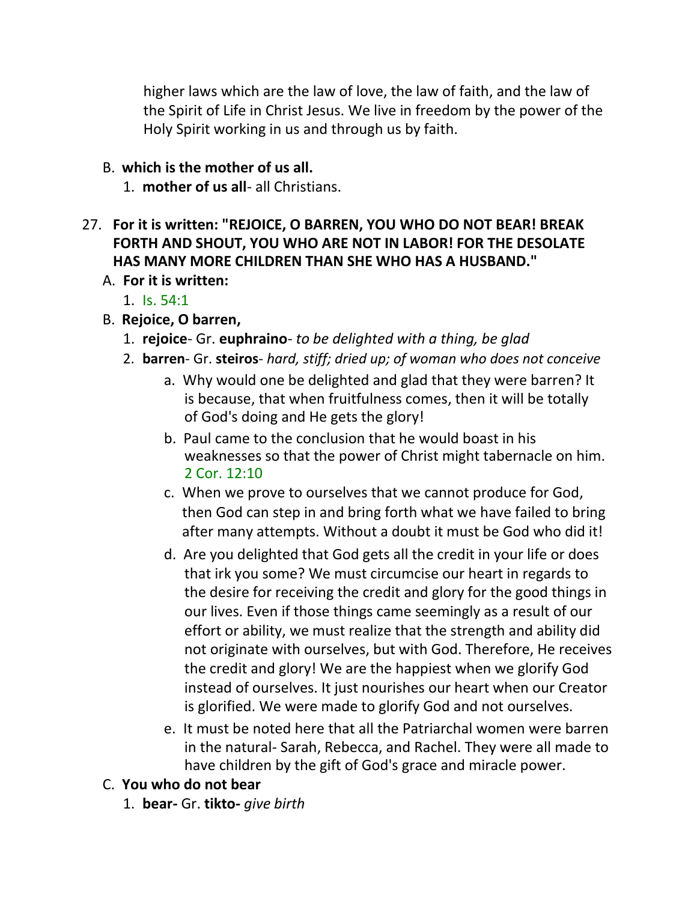higher laws which are the law of love, the law of faith, and the law of the Spirit of Life in Christ Jesus. We live in freedom by the power of the Holy Spirit working in us and through us by faith.

B. **which is the mother of us all.**
   1. **mother of us all**- all Christians.

27. **For it is written: "REJOICE, O BARREN, YOU WHO DO NOT BEAR! BREAK FORTH AND SHOUT, YOU WHO ARE NOT IN LABOR! FOR THE DESOLATE HAS MANY MORE CHILDREN THAN SHE WHO HAS A HUSBAND."**
   A. **For it is written:**
      1. Is. 54:1
   B. **Rejoice, O barren,**
      1. **rejoice**- Gr. **euphraino**- *to be delighted with a thing, be glad*
      2. **barren**- Gr. **steiros**- *hard, stiff; dried up; of woman who does not conceive*
         a. Why would one be delighted and glad that they were barren? It is because, that when fruitfulness comes, then it will be totally of God's doing and He gets the glory!
         b. Paul came to the conclusion that he would boast in his weaknesses so that the power of Christ might tabernacle on him. 2 Cor. 12:10
         c. When we prove to ourselves that we cannot produce for God, then God can step in and bring forth what we have failed to bring after many attempts. Without a doubt it must be God who did it!
         d. Are you delighted that God gets all the credit in your life or does that irk you some? We must circumcise our heart in regards to the desire for receiving the credit and glory for the good things in our lives. Even if those things came seemingly as a result of our effort or ability, we must realize that the strength and ability did not originate with ourselves, but with God. Therefore, He receives the credit and glory! We are the happiest when we glorify God instead of ourselves. It just nourishes our heart when our Creator is glorified. We were made to glorify God and not ourselves.
         e. It must be noted here that all the Patriarchal women were barren in the natural- Sarah, Rebecca, and Rachel. They were all made to have children by the gift of God's grace and miracle power.
   C. **You who do not bear**
      1. **bear-** Gr. **tikto-** *give birth*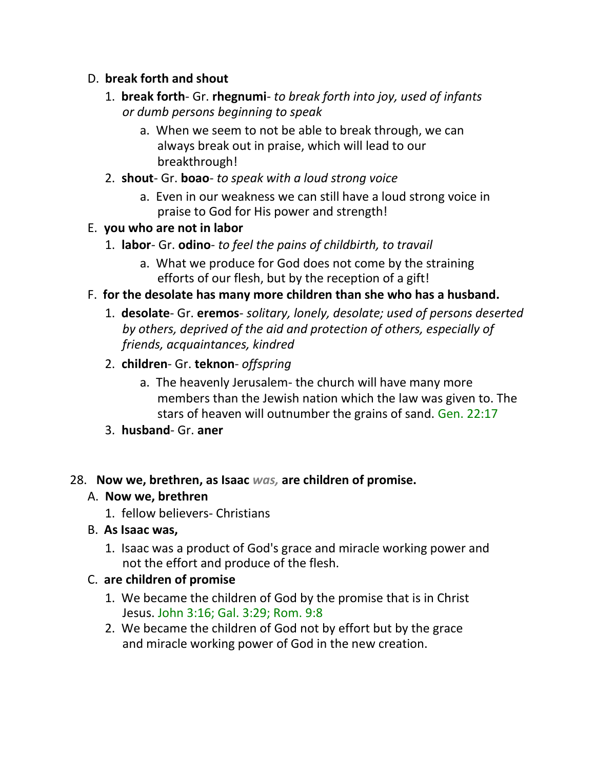D. **break forth and shout**

   1. **break forth**- Gr. **rhegnumi**- *to break forth into joy, used of infants or dumb persons beginning to speak*

      a. When we seem to not be able to break through, we can always break out in praise, which will lead to our breakthrough!

   2. **shout**- Gr. **boao**- *to speak with a loud strong voice*

      a. Even in our weakness we can still have a loud strong voice in praise to God for His power and strength!

E. **you who are not in labor**

   1. **labor**- Gr. **odino**- *to feel the pains of childbirth, to travail*

      a. What we produce for God does not come by the straining efforts of our flesh, but by the reception of a gift!

F. **for the desolate has many more children than she who has a husband.**

   1. **desolate**- Gr. **eremos**- *solitary, lonely, desolate; used of persons deserted by others, deprived of the aid and protection of others, especially of friends, acquaintances, kindred*

   2. **children**- Gr. **teknon**- *offspring*

      a. The heavenly Jerusalem- the church will have many more members than the Jewish nation which the law was given to. The stars of heaven will outnumber the grains of sand. Gen. 22:17

   3. **husband**- Gr. **aner**

28. **Now we, brethren, as Isaac *was,* are children of promise.**

A. **Now we, brethren**

   1. fellow believers- Christians

B. **As Isaac was,**

   1. Isaac was a product of God's grace and miracle working power and not the effort and produce of the flesh.

C. **are children of promise**

   1. We became the children of God by the promise that is in Christ Jesus. John 3:16; Gal. 3:29; Rom. 9:8

   2. We became the children of God not by effort but by the grace and miracle working power of God in the new creation.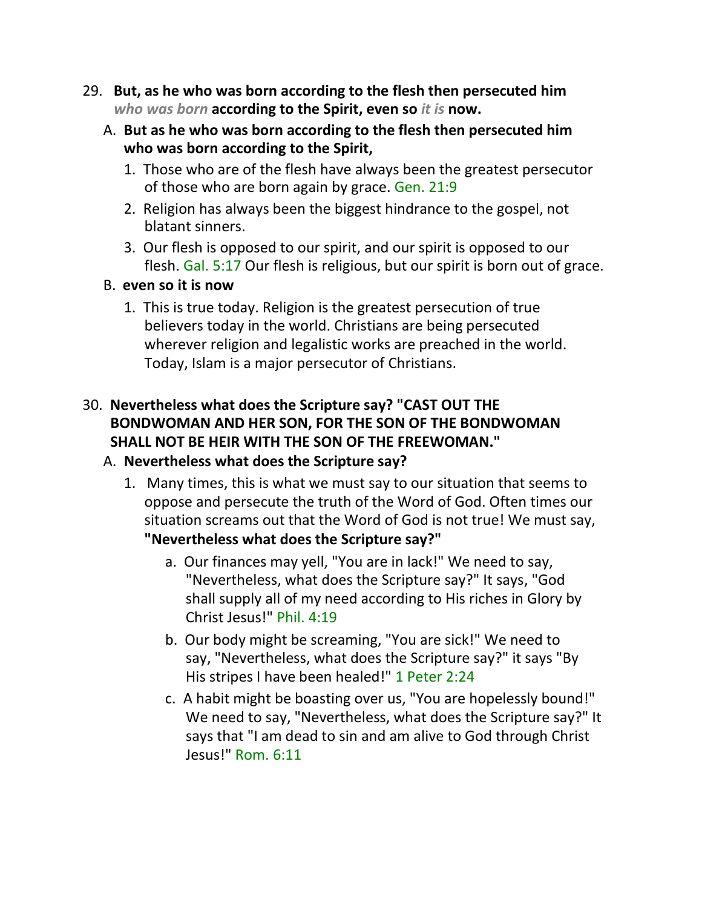29. **But, as he who was born according to the flesh then persecuted him** ***who was born*** **according to the Spirit, even so** ***it is*** **now.**

   A. **But as he who was born according to the flesh then persecuted him who was born according to the Spirit,**

      1. Those who are of the flesh have always been the greatest persecutor of those who are born again by grace. Gen. 21:9

      2. Religion has always been the biggest hindrance to the gospel, not blatant sinners.

      3. Our flesh is opposed to our spirit, and our spirit is opposed to our flesh. Gal. 5:17 Our flesh is religious, but our spirit is born out of grace.

   B. **even so it is now**

      1. This is true today. Religion is the greatest persecution of true believers today in the world. Christians are being persecuted wherever religion and legalistic works are preached in the world. Today, Islam is a major persecutor of Christians.

30. **Nevertheless what does the Scripture say? "CAST OUT THE BONDWOMAN AND HER SON, FOR THE SON OF THE BONDWOMAN SHALL NOT BE HEIR WITH THE SON OF THE FREEWOMAN."**

   A. **Nevertheless what does the Scripture say?**

      1. Many times, this is what we must say to our situation that seems to oppose and persecute the truth of the Word of God. Often times our situation screams out that the Word of God is not true! We must say, **"Nevertheless what does the Scripture say?"**

         a. Our finances may yell, "You are in lack!" We need to say, "Nevertheless, what does the Scripture say?" It says, "God shall supply all of my need according to His riches in Glory by Christ Jesus!" Phil. 4:19

         b. Our body might be screaming, "You are sick!" We need to say, "Nevertheless, what does the Scripture say?" it says "By His stripes I have been healed!" 1 Peter 2:24

         c. A habit might be boasting over us, "You are hopelessly bound!" We need to say, "Nevertheless, what does the Scripture say?" It says that "I am dead to sin and am alive to God through Christ Jesus!" Rom. 6:11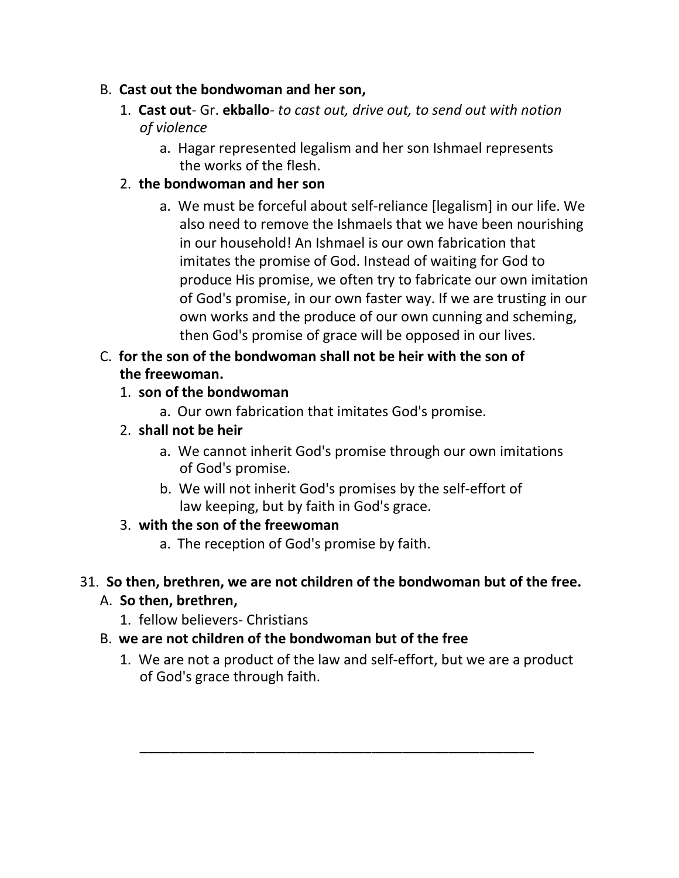B. **Cast out the bondwoman and her son,**

   1. **Cast out**- Gr. **ekballo**- *to cast out, drive out, to send out with notion of violence*

      a. Hagar represented legalism and her son Ishmael represents the works of the flesh.

   2. **the bondwoman and her son**

      a. We must be forceful about self-reliance [legalism] in our life. We also need to remove the Ishmaels that we have been nourishing in our household! An Ishmael is our own fabrication that imitates the promise of God. Instead of waiting for God to produce His promise, we often try to fabricate our own imitation of God's promise, in our own faster way. If we are trusting in our own works and the produce of our own cunning and scheming, then God's promise of grace will be opposed in our lives.

C. **for the son of the bondwoman shall not be heir with the son of the freewoman.**

   1. **son of the bondwoman**

      a. Our own fabrication that imitates God's promise.

   2. **shall not be heir**

      a. We cannot inherit God's promise through our own imitations of God's promise.

      b. We will not inherit God's promises by the self-effort of law keeping, but by faith in God's grace.

   3. **with the son of the freewoman**

      a. The reception of God's promise by faith.

31. **So then, brethren, we are not children of the bondwoman but of the free.**

A. **So then, brethren,**

   1. fellow believers- Christians

B. **we are not children of the bondwoman but of the free**

   1. We are not a product of the law and self-effort, but we are a product of God's grace through faith.

---